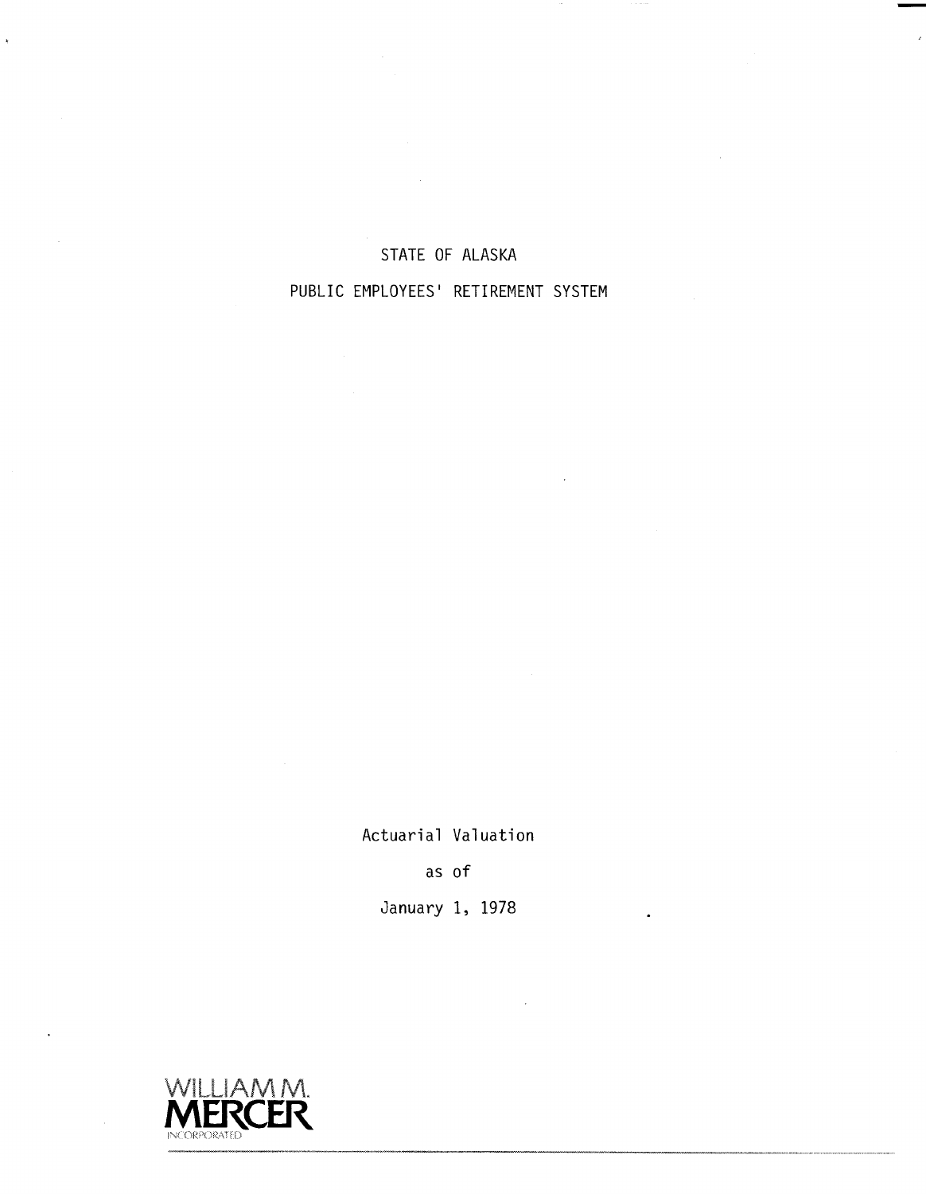# STATE OF ALASKA

## PUBLIC EMPLOYEES' RETIREMENT SYSTEM

Actuarial Valuation

as of

January 1, 1978

WILLIAM M. MERCER INCORPORATED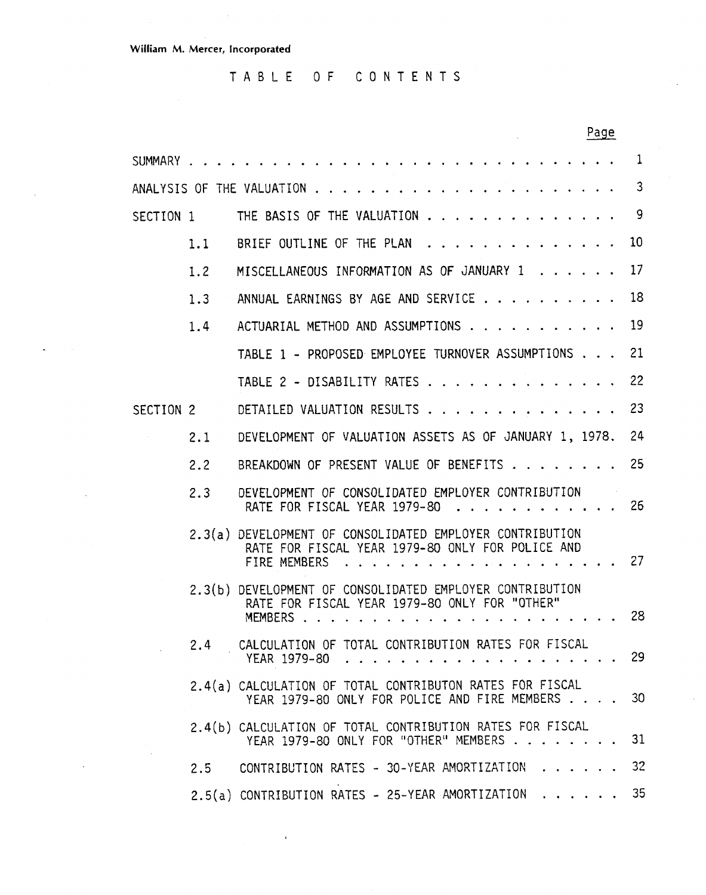William M. Mercer, Incorporated

# TABLE OF CONTENTS

| | | Page |
|---|---|---|
| SUMMARY | | 1 |
| ANALYSIS OF THE VALUATION | | 3 |
| SECTION 1 | THE BASIS OF THE VALUATION | 9 |
| 1.1 | BRIEF OUTLINE OF THE PLAN | 10 |
| 1.2 | MISCELLANEOUS INFORMATION AS OF JANUARY 1 | 17 |
| 1.3 | ANNUAL EARNINGS BY AGE AND SERVICE | 18 |
| 1.4 | ACTUARIAL METHOD AND ASSUMPTIONS | 19 |
| | TABLE 1 - PROPOSED EMPLOYEE TURNOVER ASSUMPTIONS | 21 |
| | TABLE 2 - DISABILITY RATES | 22 |
| SECTION 2 | DETAILED VALUATION RESULTS | 23 |
| 2.1 | DEVELOPMENT OF VALUATION ASSETS AS OF JANUARY 1, 1978. | 24 |
| 2.2 | BREAKDOWN OF PRESENT VALUE OF BENEFITS | 25 |
| 2.3 | DEVELOPMENT OF CONSOLIDATED EMPLOYER CONTRIBUTION RATE FOR FISCAL YEAR 1979-80 | 26 |
| 2.3(a) | DEVELOPMENT OF CONSOLIDATED EMPLOYER CONTRIBUTION RATE FOR FISCAL YEAR 1979-80 ONLY FOR POLICE AND FIRE MEMBERS | 27 |
| 2.3(b) | DEVELOPMENT OF CONSOLIDATED EMPLOYER CONTRIBUTION RATE FOR FISCAL YEAR 1979-80 ONLY FOR "OTHER" MEMBERS | 28 |
| 2.4 | CALCULATION OF TOTAL CONTRIBUTION RATES FOR FISCAL YEAR 1979-80 | 29 |
| 2.4(a) | CALCULATION OF TOTAL CONTRIBUTON RATES FOR FISCAL YEAR 1979-80 ONLY FOR POLICE AND FIRE MEMBERS | 30 |
| 2.4(b) | CALCULATION OF TOTAL CONTRIBUTION RATES FOR FISCAL YEAR 1979-80 ONLY FOR "OTHER" MEMBERS | 31 |
| 2.5 | CONTRIBUTION RATES - 30-YEAR AMORTIZATION | 32 |
| 2.5(a) | CONTRIBUTION RATES - 25-YEAR AMORTIZATION | 35 |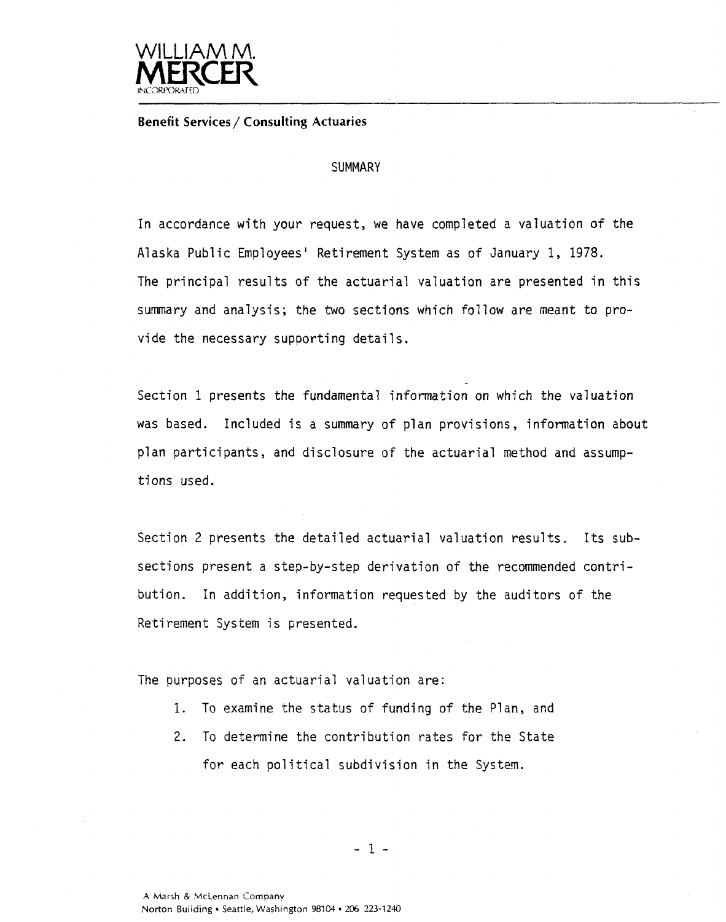**WILLIAM M. MERCER INCORPORATED**

**Benefit Services / Consulting Actuaries**

## SUMMARY

In accordance with your request, we have completed a valuation of the Alaska Public Employees' Retirement System as of January 1, 1978. The principal results of the actuarial valuation are presented in this summary and analysis; the two sections which follow are meant to provide the necessary supporting details.

Section 1 presents the fundamental information on which the valuation was based. Included is a summary of plan provisions, information about plan participants, and disclosure of the actuarial method and assumptions used.

Section 2 presents the detailed actuarial valuation results. Its subsections present a step-by-step derivation of the recommended contribution. In addition, information requested by the auditors of the Retirement System is presented.

The purposes of an actuarial valuation are:

1. To examine the status of funding of the Plan, and
2. To determine the contribution rates for the State for each political subdivision in the System.

A Marsh & McLennan Company
Norton Building • Seattle, Washington 98104 • 206 223-1240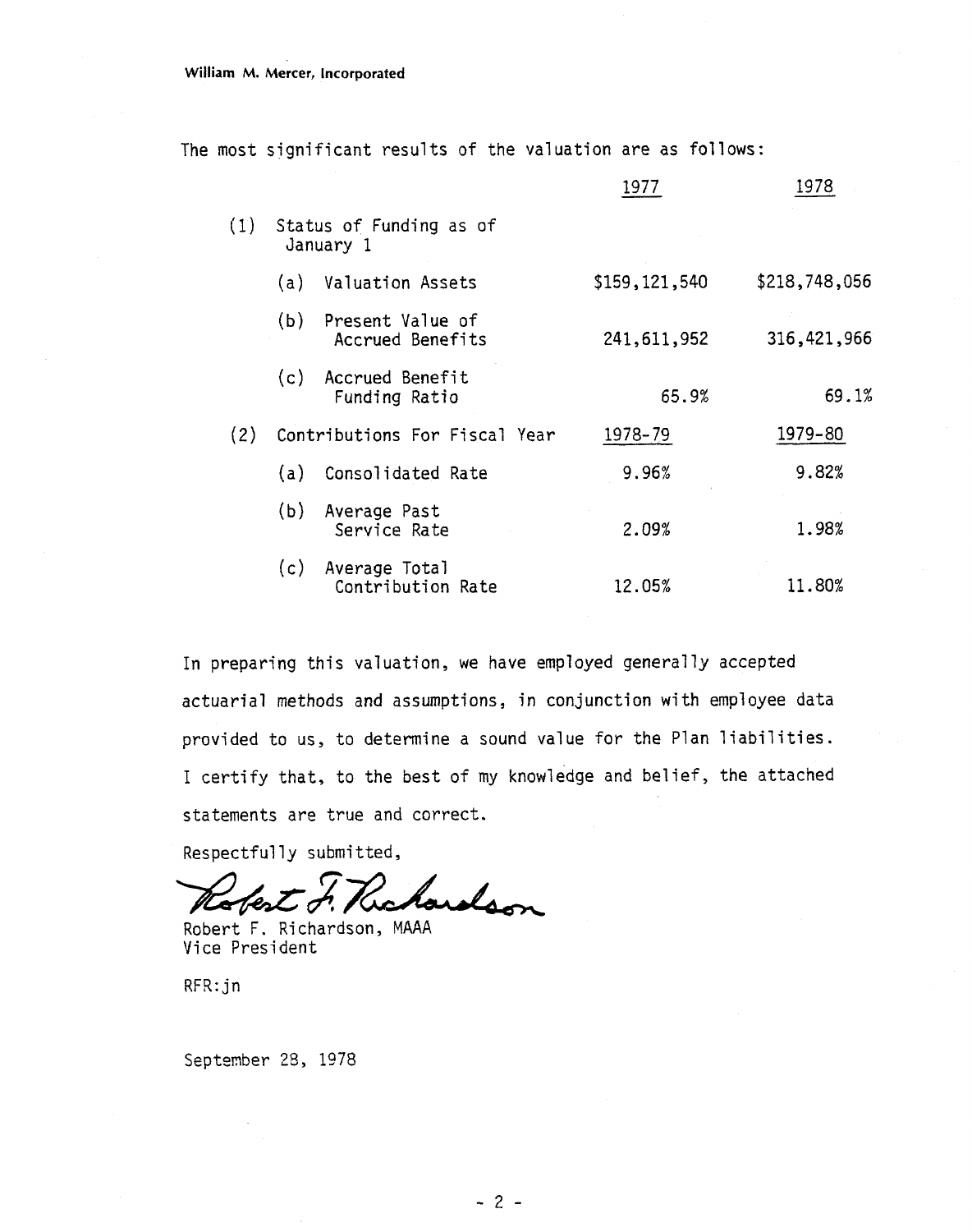William M. Mercer, Incorporated

The most significant results of the valuation are as follows:

| | | 1977 | 1978 |
|---|---|---|---|
| (1) | Status of Funding as of January 1 | | |
| | (a) Valuation Assets | $159,121,540 | $218,748,056 |
| | (b) Present Value of Accrued Benefits | 241,611,952 | 316,421,966 |
| | (c) Accrued Benefit Funding Ratio | 65.9% | 69.1% |
| (2) | Contributions For Fiscal Year | 1978-79 | 1979-80 |
| | (a) Consolidated Rate | 9.96% | 9.82% |
| | (b) Average Past Service Rate | 2.09% | 1.98% |
| | (c) Average Total Contribution Rate | 12.05% | 11.80% |

In preparing this valuation, we have employed generally accepted actuarial methods and assumptions, in conjunction with employee data provided to us, to determine a sound value for the Plan liabilities. I certify that, to the best of my knowledge and belief, the attached statements are true and correct.

Respectfully submitted,

Robert F. Richardson

Robert F. Richardson, MAAA
Vice President

RFR:jn

September 28, 1978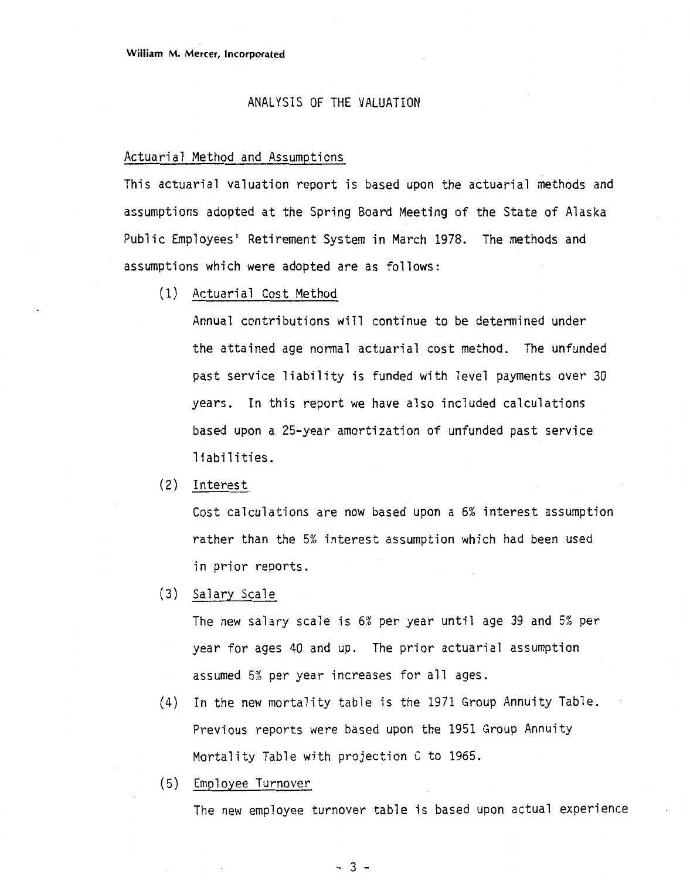## ANALYSIS OF THE VALUATION

### Actuarial Method and Assumptions

This actuarial valuation report is based upon the actuarial methods and assumptions adopted at the Spring Board Meeting of the State of Alaska Public Employees' Retirement System in March 1978. The methods and assumptions which were adopted are as follows:

(1) Actuarial Cost Method

Annual contributions will continue to be determined under the attained age normal actuarial cost method. The unfunded past service liability is funded with level payments over 30 years. In this report we have also included calculations based upon a 25-year amortization of unfunded past service liabilities.

(2) Interest

Cost calculations are now based upon a 6% interest assumption rather than the 5% interest assumption which had been used in prior reports.

(3) Salary Scale

The new salary scale is 6% per year until age 39 and 5% per year for ages 40 and up. The prior actuarial assumption assumed 5% per year increases for all ages.

(4) In the new mortality table is the 1971 Group Annuity Table. Previous reports were based upon the 1951 Group Annuity Mortality Table with projection C to 1965.

(5) Employee Turnover

The new employee turnover table is based upon actual experience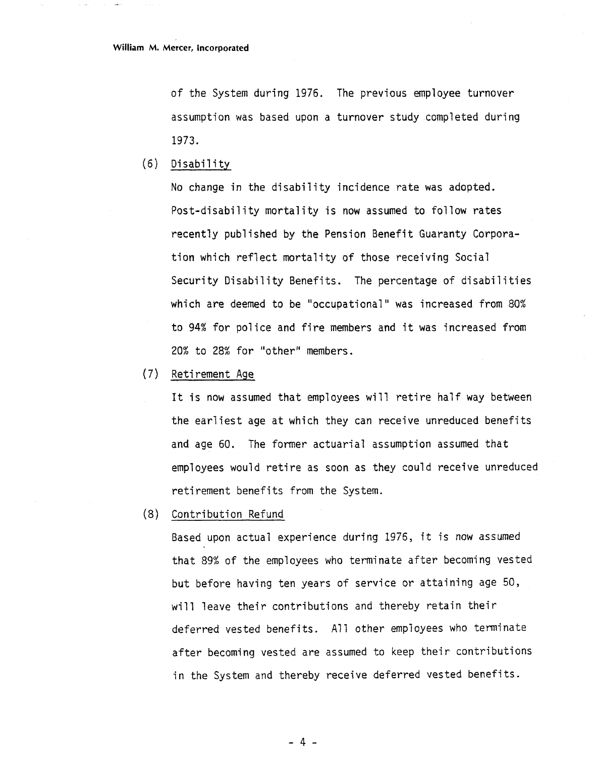of the System during 1976. The previous employee turnover assumption was based upon a turnover study completed during 1973.

(6) Disability

No change in the disability incidence rate was adopted. Post-disability mortality is now assumed to follow rates recently published by the Pension Benefit Guaranty Corporation which reflect mortality of those receiving Social Security Disability Benefits. The percentage of disabilities which are deemed to be "occupational" was increased from 80% to 94% for police and fire members and it was increased from 20% to 28% for "other" members.

(7) Retirement Age

It is now assumed that employees will retire half way between the earliest age at which they can receive unreduced benefits and age 60. The former actuarial assumption assumed that employees would retire as soon as they could receive unreduced retirement benefits from the System.

(8) Contribution Refund

Based upon actual experience during 1976, it is now assumed that 89% of the employees who terminate after becoming vested but before having ten years of service or attaining age 50, will leave their contributions and thereby retain their deferred vested benefits. All other employees who terminate after becoming vested are assumed to keep their contributions in the System and thereby receive deferred vested benefits.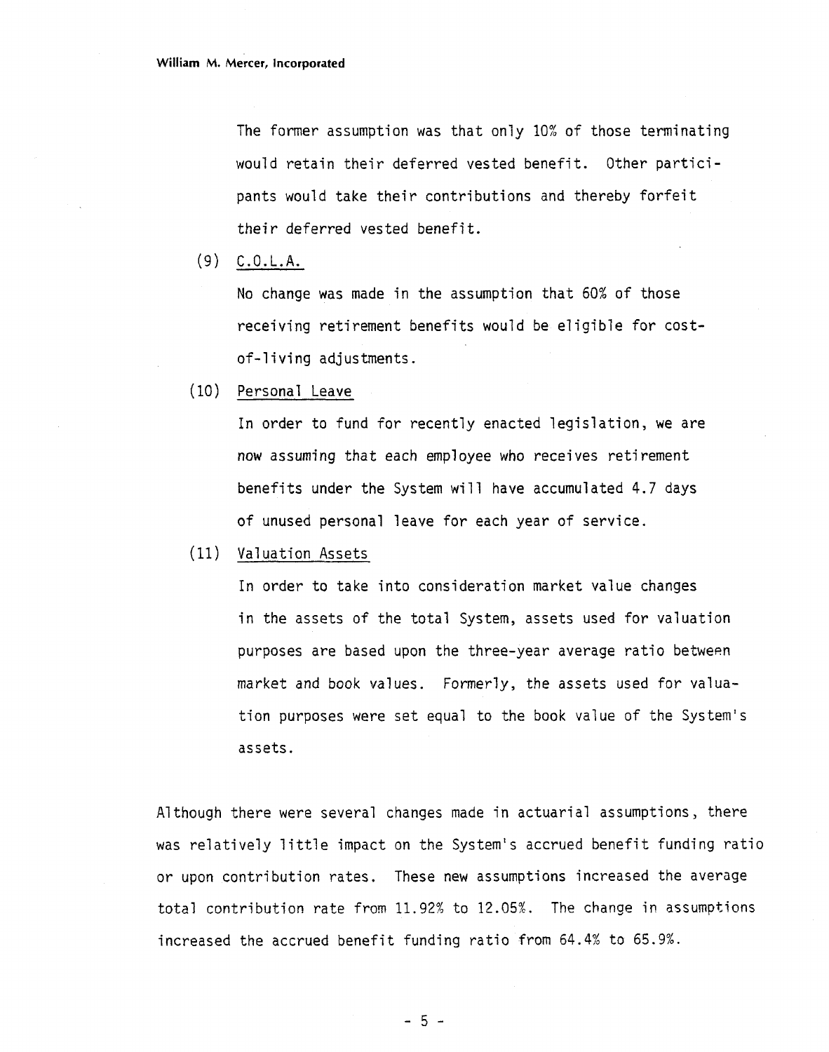The former assumption was that only 10% of those terminating would retain their deferred vested benefit. Other participants would take their contributions and thereby forfeit their deferred vested benefit.

(9) C.O.L.A.

No change was made in the assumption that 60% of those receiving retirement benefits would be eligible for cost-of-living adjustments.

(10) Personal Leave

In order to fund for recently enacted legislation, we are now assuming that each employee who receives retirement benefits under the System will have accumulated 4.7 days of unused personal leave for each year of service.

(11) Valuation Assets

In order to take into consideration market value changes in the assets of the total System, assets used for valuation purposes are based upon the three-year average ratio between market and book values. Formerly, the assets used for valuation purposes were set equal to the book value of the System's assets.

Although there were several changes made in actuarial assumptions, there was relatively little impact on the System's accrued benefit funding ratio or upon contribution rates. These new assumptions increased the average total contribution rate from 11.92% to 12.05%. The change in assumptions increased the accrued benefit funding ratio from 64.4% to 65.9%.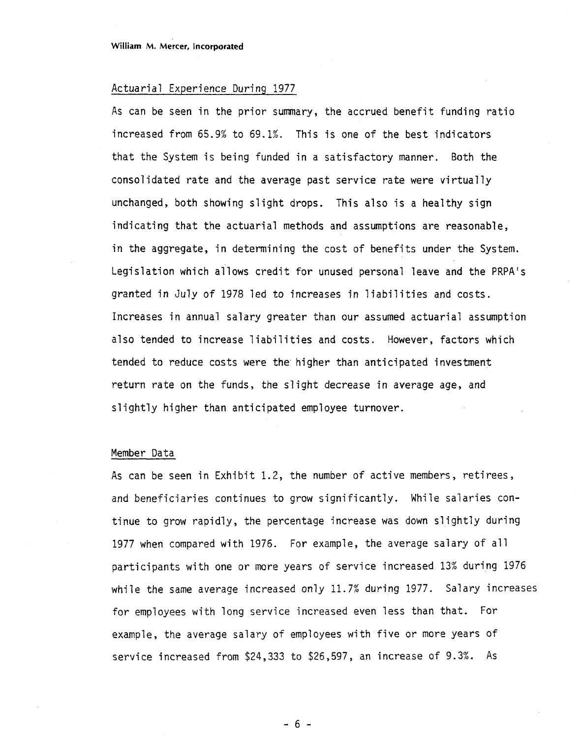## Actuarial Experience During 1977

As can be seen in the prior summary, the accrued benefit funding ratio increased from 65.9% to 69.1%. This is one of the best indicators that the System is being funded in a satisfactory manner. Both the consolidated rate and the average past service rate were virtually unchanged, both showing slight drops. This also is a healthy sign indicating that the actuarial methods and assumptions are reasonable, in the aggregate, in determining the cost of benefits under the System. Legislation which allows credit for unused personal leave and the PRPA's granted in July of 1978 led to increases in liabilities and costs. Increases in annual salary greater than our assumed actuarial assumption also tended to increase liabilities and costs. However, factors which tended to reduce costs were the higher than anticipated investment return rate on the funds, the slight decrease in average age, and slightly higher than anticipated employee turnover.

## Member Data

As can be seen in Exhibit 1.2, the number of active members, retirees, and beneficiaries continues to grow significantly. While salaries continue to grow rapidly, the percentage increase was down slightly during 1977 when compared with 1976. For example, the average salary of all participants with one or more years of service increased 13% during 1976 while the same average increased only 11.7% during 1977. Salary increases for employees with long service increased even less than that. For example, the average salary of employees with five or more years of service increased from $24,333 to $26,597, an increase of 9.3%. As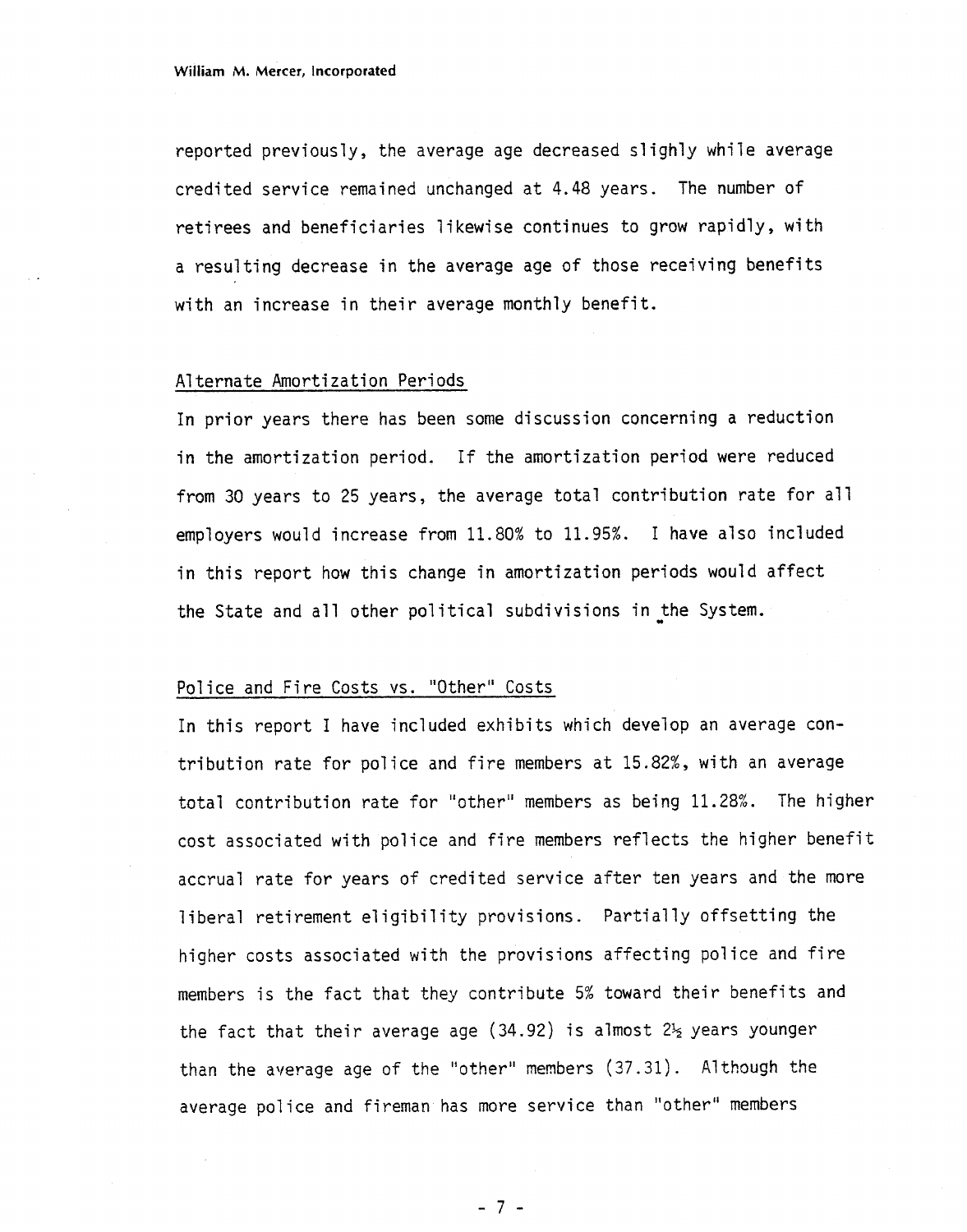reported previously, the average age decreased slighly while average credited service remained unchanged at 4.48 years. The number of retirees and beneficiaries likewise continues to grow rapidly, with a resulting decrease in the average age of those receiving benefits with an increase in their average monthly benefit.

## Alternate Amortization Periods

In prior years there has been some discussion concerning a reduction in the amortization period. If the amortization period were reduced from 30 years to 25 years, the average total contribution rate for all employers would increase from 11.80% to 11.95%. I have also included in this report how this change in amortization periods would affect the State and all other political subdivisions in the System.

## Police and Fire Costs vs. "Other" Costs

In this report I have included exhibits which develop an average contribution rate for police and fire members at 15.82%, with an average total contribution rate for "other" members as being 11.28%. The higher cost associated with police and fire members reflects the higher benefit accrual rate for years of credited service after ten years and the more liberal retirement eligibility provisions. Partially offsetting the higher costs associated with the provisions affecting police and fire members is the fact that they contribute 5% toward their benefits and the fact that their average age (34.92) is almost 2½ years younger than the average age of the "other" members (37.31). Although the average police and fireman has more service than "other" members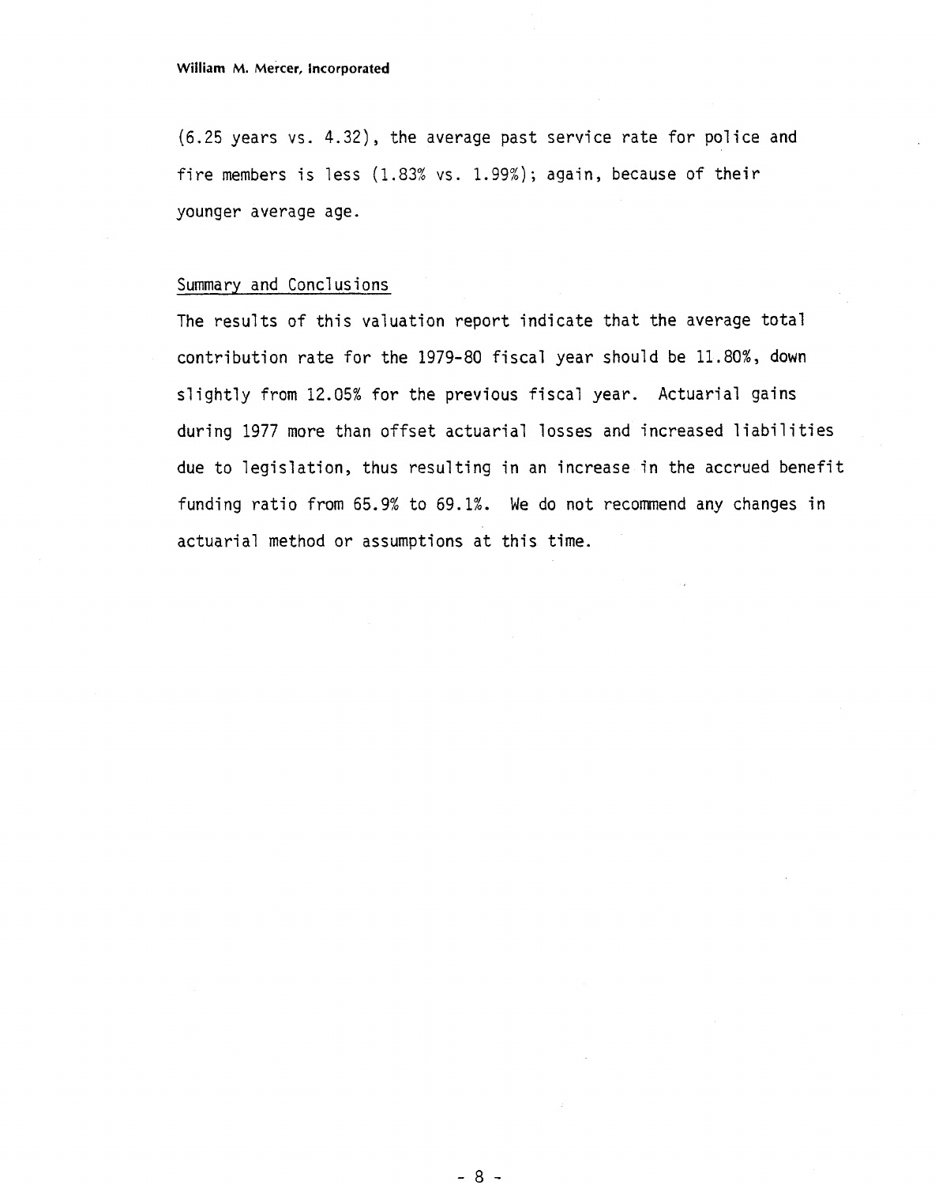(6.25 years vs. 4.32), the average past service rate for police and fire members is less (1.83% vs. 1.99%); again, because of their younger average age.

## Summary and Conclusions

The results of this valuation report indicate that the average total contribution rate for the 1979-80 fiscal year should be 11.80%, down slightly from 12.05% for the previous fiscal year. Actuarial gains during 1977 more than offset actuarial losses and increased liabilities due to legislation, thus resulting in an increase in the accrued benefit funding ratio from 65.9% to 69.1%. We do not recommend any changes in actuarial method or assumptions at this time.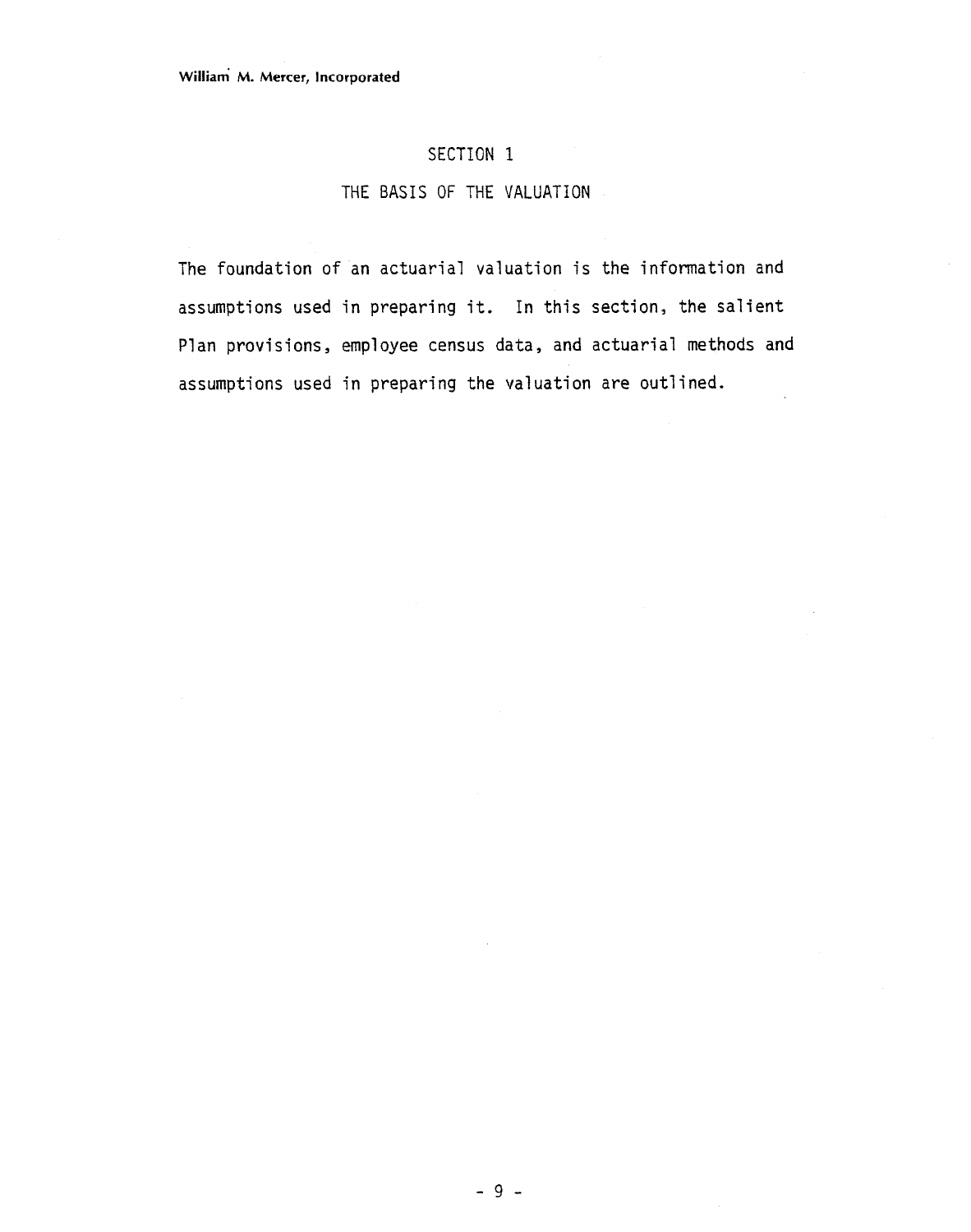# SECTION 1

## THE BASIS OF THE VALUATION

The foundation of an actuarial valuation is the information and assumptions used in preparing it. In this section, the salient Plan provisions, employee census data, and actuarial methods and assumptions used in preparing the valuation are outlined.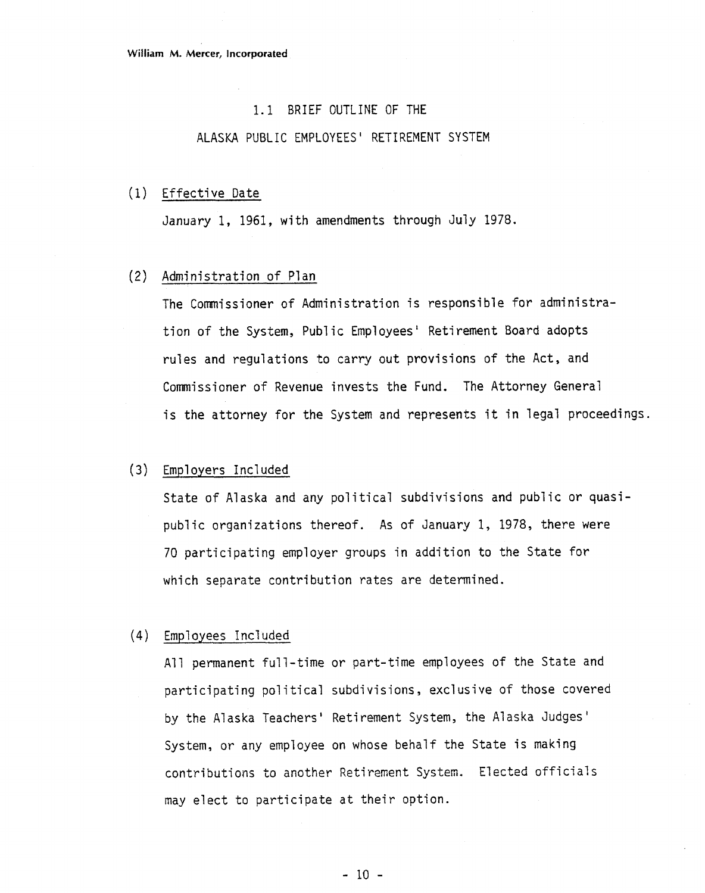## 1.1 BRIEF OUTLINE OF THE ALASKA PUBLIC EMPLOYEES' RETIREMENT SYSTEM

(1) Effective Date

January 1, 1961, with amendments through July 1978.

(2) Administration of Plan

The Commissioner of Administration is responsible for administration of the System, Public Employees' Retirement Board adopts rules and regulations to carry out provisions of the Act, and Commissioner of Revenue invests the Fund. The Attorney General is the attorney for the System and represents it in legal proceedings.

(3) Employers Included

State of Alaska and any political subdivisions and public or quasi-public organizations thereof. As of January 1, 1978, there were 70 participating employer groups in addition to the State for which separate contribution rates are determined.

(4) Employees Included

All permanent full-time or part-time employees of the State and participating political subdivisions, exclusive of those covered by the Alaska Teachers' Retirement System, the Alaska Judges' System, or any employee on whose behalf the State is making contributions to another Retirement System. Elected officials may elect to participate at their option.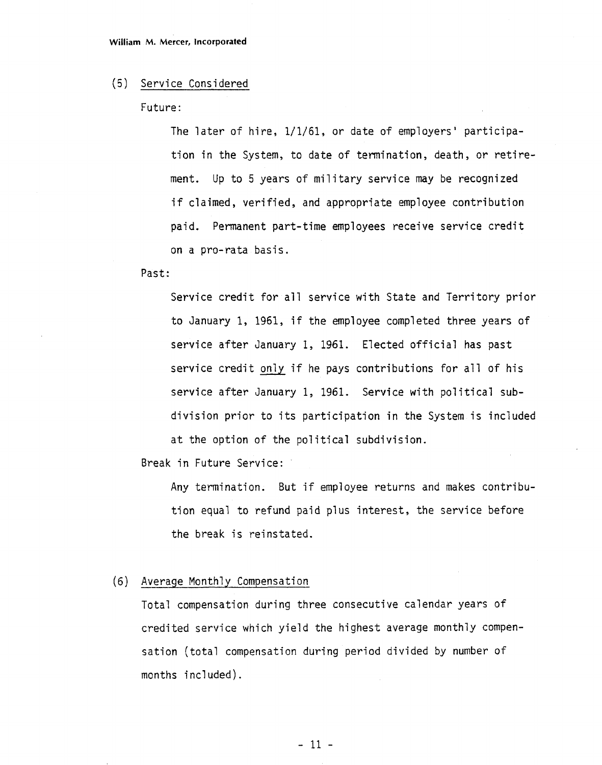(5) <u>Service Considered</u>

Future:

The later of hire, 1/1/61, or date of employers' participation in the System, to date of termination, death, or retirement. Up to 5 years of military service may be recognized if claimed, verified, and appropriate employee contribution paid. Permanent part-time employees receive service credit on a pro-rata basis.

Past:

Service credit for all service with State and Territory prior to January 1, 1961, if the employee completed three years of service after January 1, 1961. Elected official has past service credit <u>only</u> if he pays contributions for all of his service after January 1, 1961. Service with political subdivision prior to its participation in the System is included at the option of the political subdivision.

Break in Future Service:

Any termination. But if employee returns and makes contribution equal to refund paid plus interest, the service before the break is reinstated.

(6) <u>Average Monthly Compensation</u>

Total compensation during three consecutive calendar years of credited service which yield the highest average monthly compensation (total compensation during period divided by number of months included).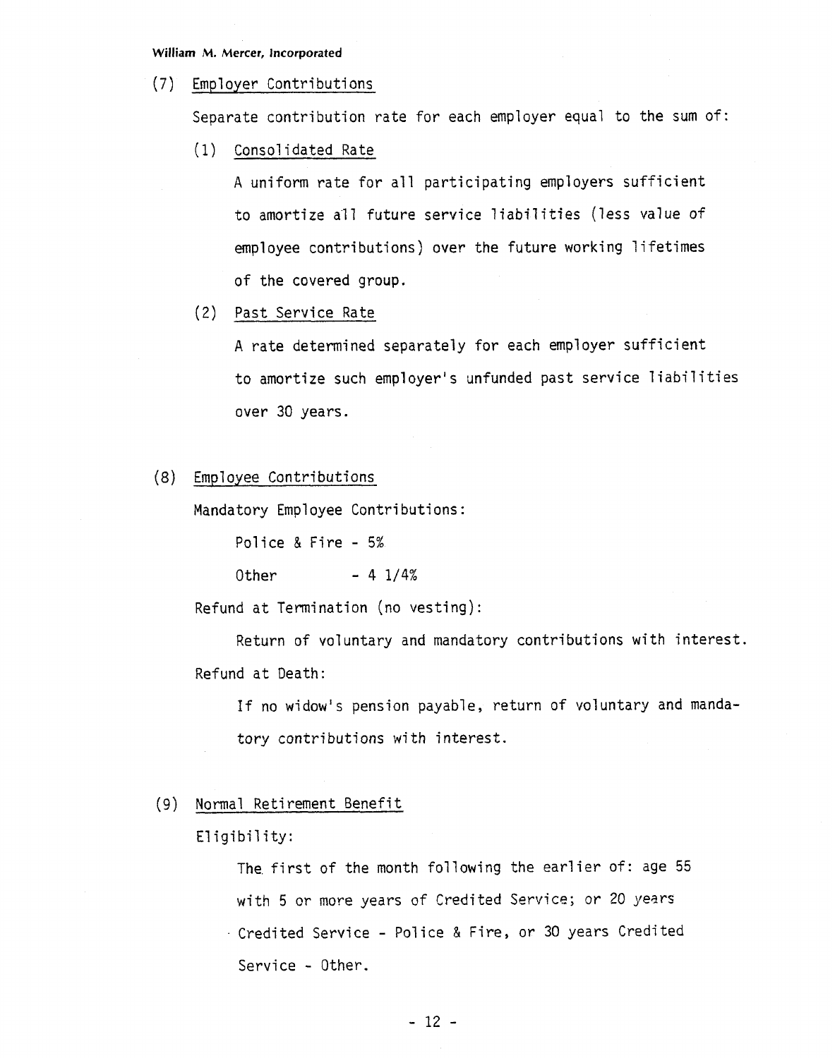(7) Employer Contributions

Separate contribution rate for each employer equal to the sum of:

(1) Consolidated Rate

A uniform rate for all participating employers sufficient to amortize all future service liabilities (less value of employee contributions) over the future working lifetimes of the covered group.

(2) Past Service Rate

A rate determined separately for each employer sufficient to amortize such employer's unfunded past service liabilities over 30 years.

(8) Employee Contributions

Mandatory Employee Contributions:

Police & Fire - 5%

Other - 4 1/4%

Refund at Termination (no vesting):

Return of voluntary and mandatory contributions with interest.

Refund at Death:

If no widow's pension payable, return of voluntary and mandatory contributions with interest.

(9) Normal Retirement Benefit

Eligibility:

The first of the month following the earlier of: age 55 with 5 or more years of Credited Service; or 20 years Credited Service - Police & Fire, or 30 years Credited Service - Other.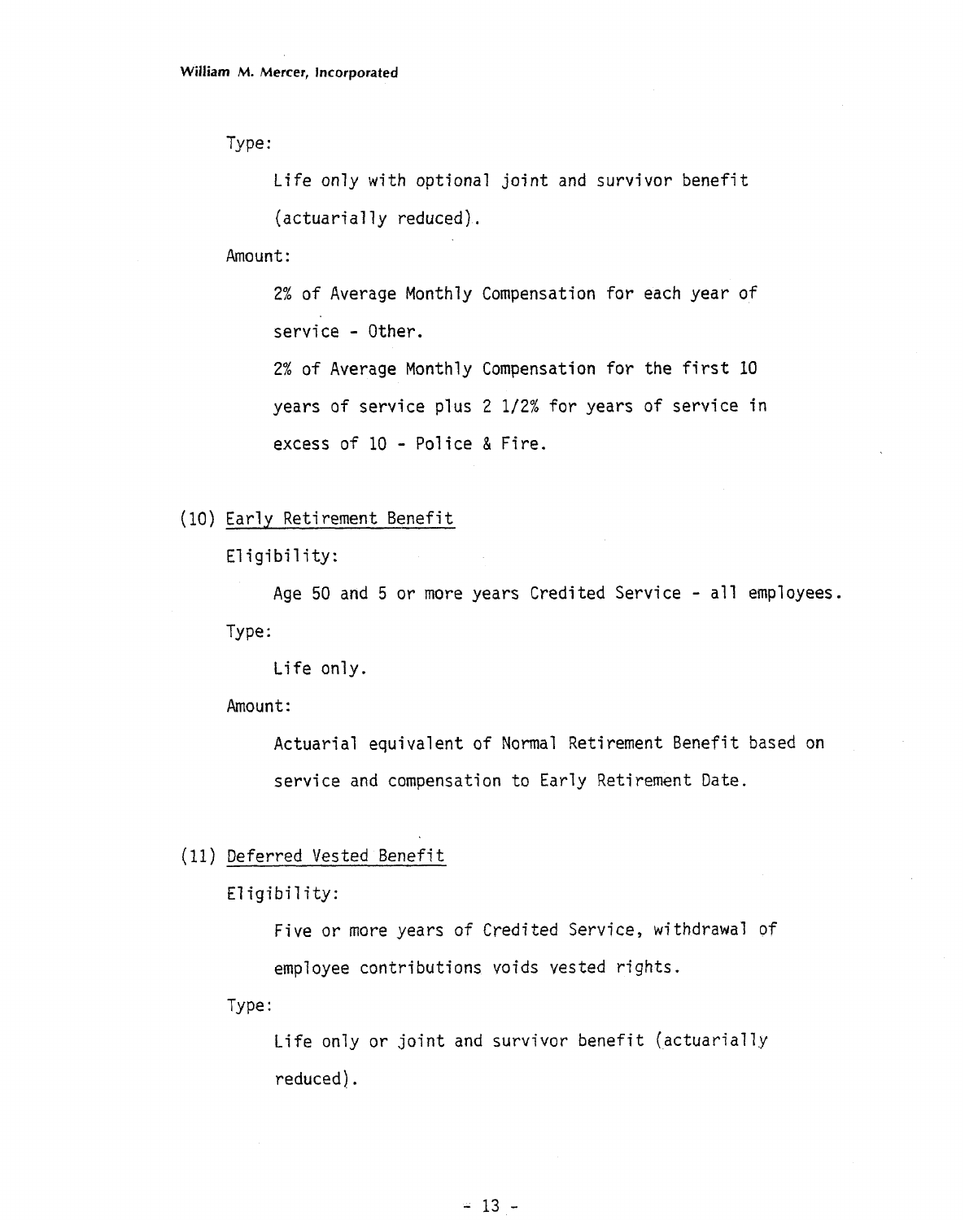Type:

Life only with optional joint and survivor benefit (actuarially reduced).

Amount:

2% of Average Monthly Compensation for each year of service - Other.

2% of Average Monthly Compensation for the first 10 years of service plus 2 1/2% for years of service in excess of 10 - Police & Fire.

(10) <u>Early Retirement Benefit</u>

Eligibility:

Age 50 and 5 or more years Credited Service - all employees.

Type:

Life only.

Amount:

Actuarial equivalent of Normal Retirement Benefit based on service and compensation to Early Retirement Date.

(11) <u>Deferred Vested Benefit</u>

Eligibility:

Five or more years of Credited Service, withdrawal of employee contributions voids vested rights.

Type:

Life only or joint and survivor benefit (actuarially reduced).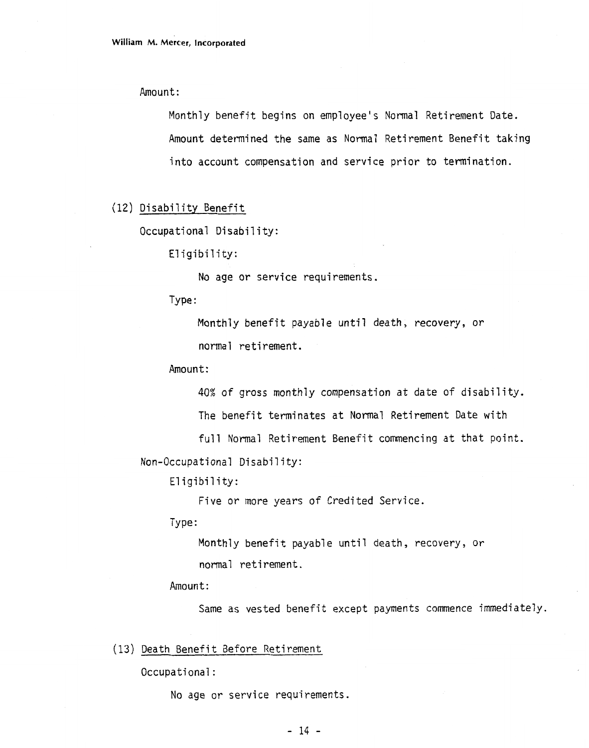Amount:

Monthly benefit begins on employee's Normal Retirement Date. Amount determined the same as Normal Retirement Benefit taking into account compensation and service prior to termination.

(12) Disability Benefit

Occupational Disability:

Eligibility:

No age or service requirements.

Type:

Monthly benefit payable until death, recovery, or normal retirement.

Amount:

40% of gross monthly compensation at date of disability. The benefit terminates at Normal Retirement Date with full Normal Retirement Benefit commencing at that point.

Non-Occupational Disability:

Eligibility:

Five or more years of Credited Service.

Type:

Monthly benefit payable until death, recovery, or normal retirement.

Amount:

Same as vested benefit except payments commence immediately.

(13) Death Benefit Before Retirement

Occupational:

No age or service requirements.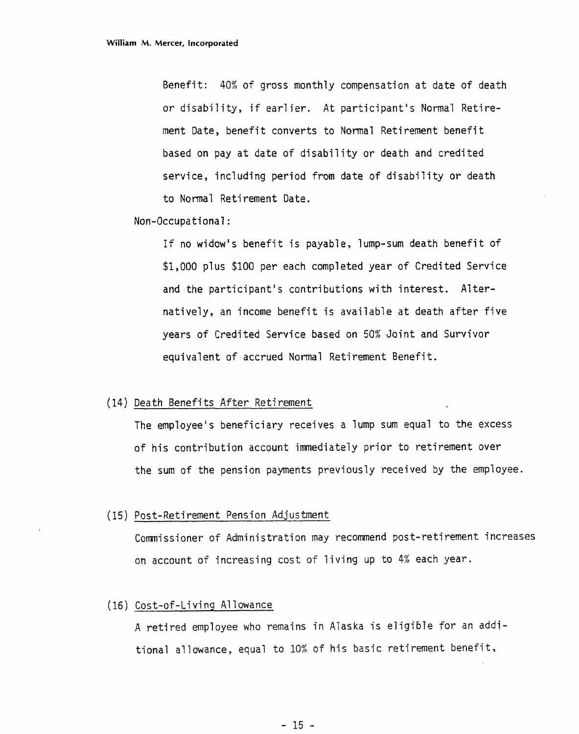Benefit: 40% of gross monthly compensation at date of death or disability, if earlier. At participant's Normal Retirement Date, benefit converts to Normal Retirement benefit based on pay at date of disability or death and credited service, including period from date of disability or death to Normal Retirement Date.

Non-Occupational:

If no widow's benefit is payable, lump-sum death benefit of $1,000 plus $100 per each completed year of Credited Service and the participant's contributions with interest. Alternatively, an income benefit is available at death after five years of Credited Service based on 50% Joint and Survivor equivalent of accrued Normal Retirement Benefit.

(14) Death Benefits After Retirement

The employee's beneficiary receives a lump sum equal to the excess of his contribution account immediately prior to retirement over the sum of the pension payments previously received by the employee.

(15) Post-Retirement Pension Adjustment

Commissioner of Administration may recommend post-retirement increases on account of increasing cost of living up to 4% each year.

(16) Cost-of-Living Allowance

A retired employee who remains in Alaska is eligible for an additional allowance, equal to 10% of his basic retirement benefit,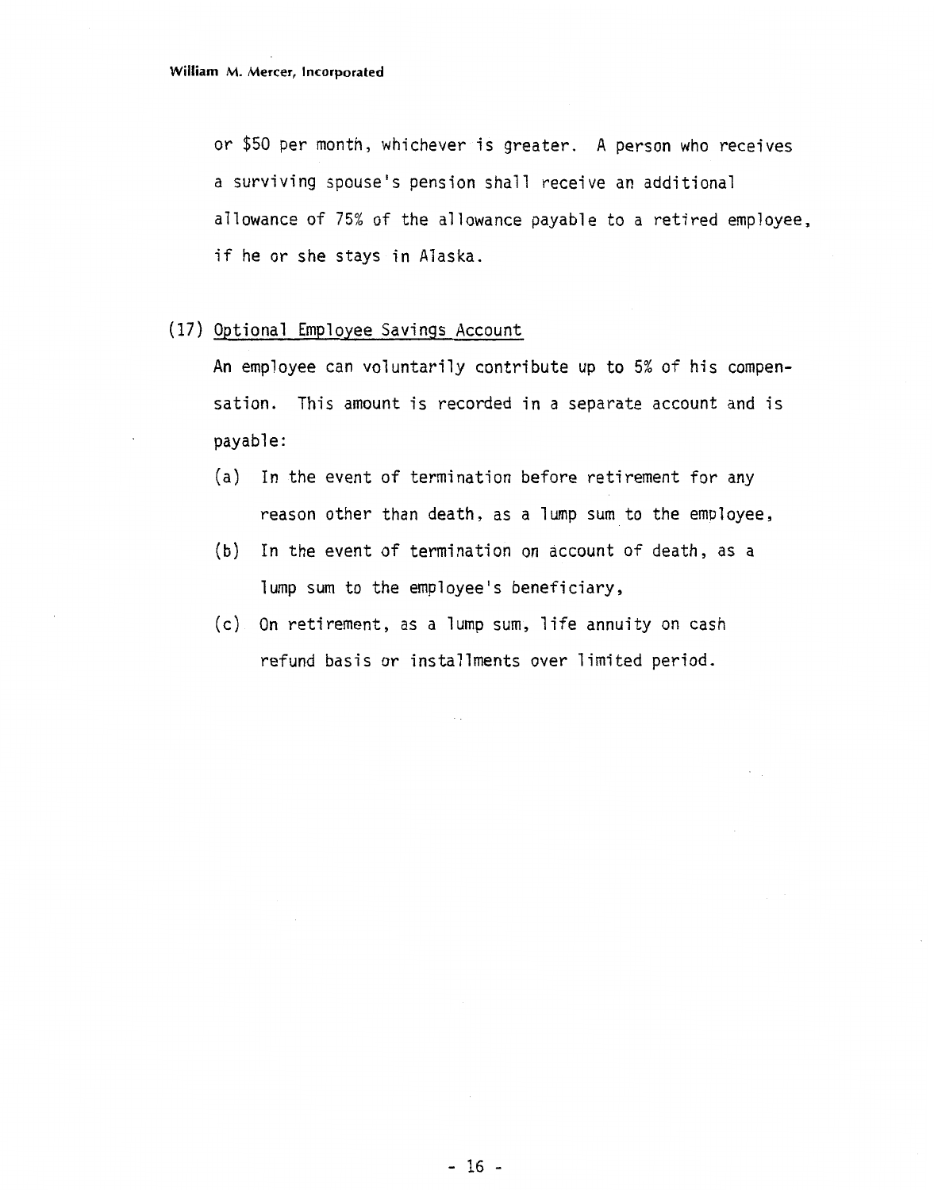or $50 per month, whichever is greater. A person who receives a surviving spouse's pension shall receive an additional allowance of 75% of the allowance payable to a retired employee, if he or she stays in Alaska.

(17) <u>Optional Employee Savings Account</u>

An employee can voluntarily contribute up to 5% of his compensation. This amount is recorded in a separate account and is payable:

(a) In the event of termination before retirement for any reason other than death, as a lump sum to the employee,

(b) In the event of termination on account of death, as a lump sum to the employee's beneficiary,

(c) On retirement, as a lump sum, life annuity on cash refund basis or installments over limited period.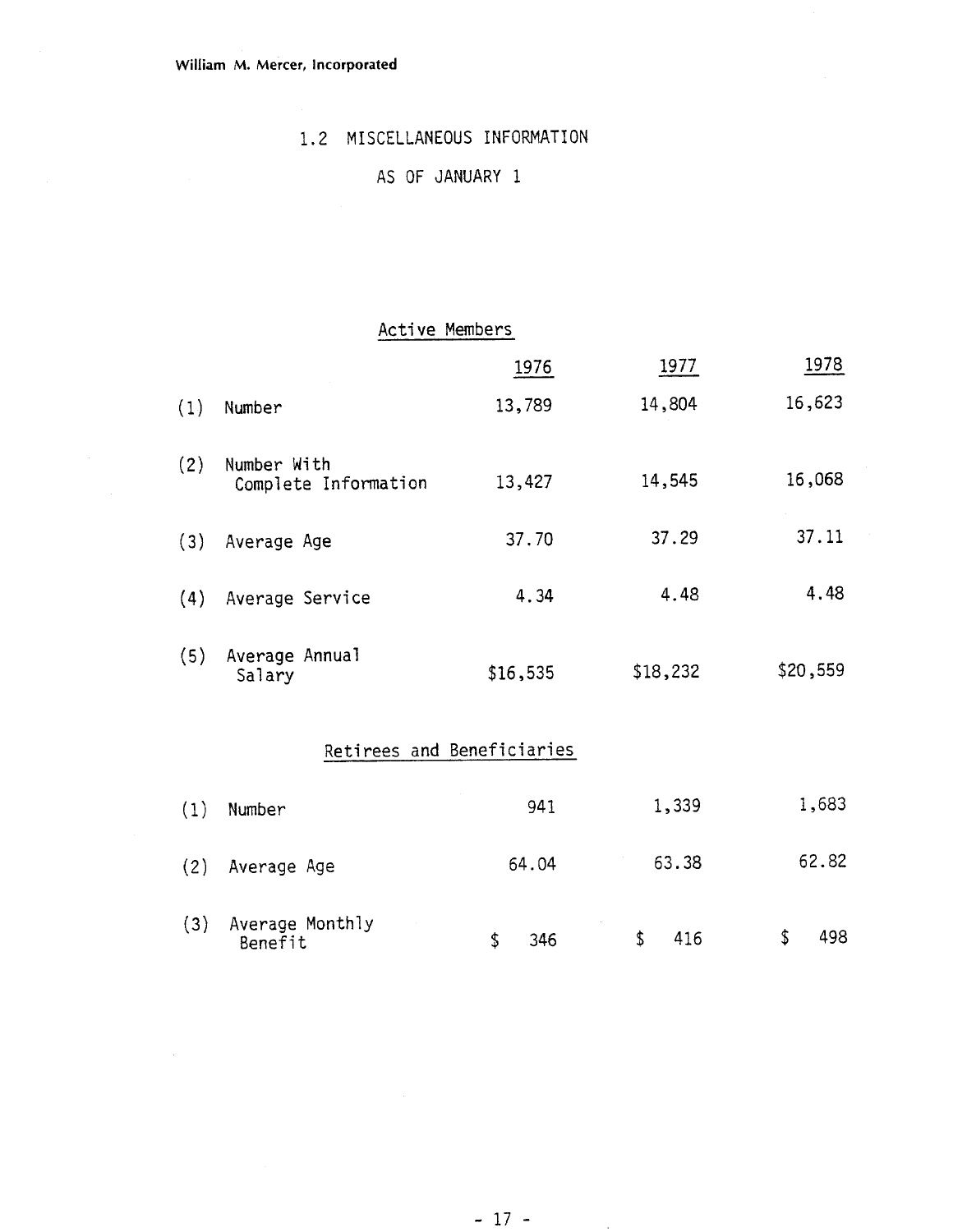## 1.2 MISCELLANEOUS INFORMATION

### AS OF JANUARY 1

#### Active Members

| | | 1976 | 1977 | 1978 |
|---|---|---|---|---|
| (1) | Number | 13,789 | 14,804 | 16,623 |
| (2) | Number With Complete Information | 13,427 | 14,545 | 16,068 |
| (3) | Average Age | 37.70 | 37.29 | 37.11 |
| (4) | Average Service | 4.34 | 4.48 | 4.48 |
| (5) | Average Annual Salary | $16,535 | $18,232 | $20,559 |

#### Retirees and Beneficiaries

| | | 1976 | 1977 | 1978 |
|---|---|---|---|---|
| (1) | Number | 941 | 1,339 | 1,683 |
| (2) | Average Age | 64.04 | 63.38 | 62.82 |
| (3) | Average Monthly Benefit | $ 346 | $ 416 | $ 498 |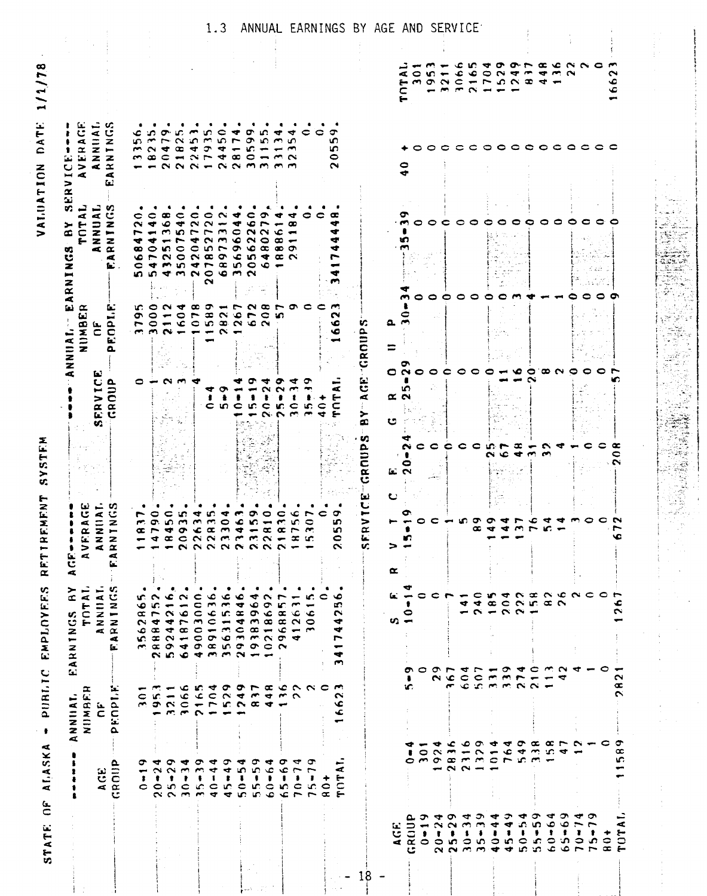## 1.3 ANNUAL EARNINGS BY AGE AND SERVICE

STATE OF ALASKA - PUBLIC EMPLOYEES RETIREMENT SYSTEM

VALUATION DATE 1/1/78

| AGE GROUP | NUMBER OF PEOPLE | TOTAL ANNUAL EARNINGS | AVERAGE ANNUAL EARNINGS |
|---|---|---|---|
| 0-19 | 301 | 3562865. | 11837. |
| 20-24 | 1953 | 28884752. | 14790. |
| 25-29 | 3211 | 59244216. | 18450. |
| 30-34 | 3066 | 64187612. | 20935. |
| 35-39 | 2165 | 49003000. | 22634. |
| 40-44 | 1704 | 38910636. | 22835. |
| 45-49 | 1529 | 35631536. | 23304. |
| 50-54 | 1249 | 29304846. | 23463. |
| 55-59 | 837 | 19383964. | 23159. |
| 60-64 | 448 | 10218692. | 22810. |
| 65-69 | 136 | 2968857. | 21830. |
| 70-74 | 22 | 412631. | 18756. |
| 75-79 | 2 | 30615. | 15307. |
| 80+ | 0 | 0. | 0. |
| TOTAL | 16623 | 341744256. | 20559. |

| SERVICE GROUP | NUMBER OF PEOPLE | TOTAL ANNUAL EARNINGS | AVERAGE ANNUAL EARNINGS |
|---|---|---|---|
| 0 | 3795 | 50684720. | 13356. |
| 1 | 3000 | 54704140. | 18235. |
| 2 | 2112 | 43251368. | 20479. |
| 3 | 1604 | 35007540. | 21825. |
| 4 | 1078 | 24204720. | 22453. |
| 0-4 | 11589 | 207852720. | 17935. |
| 5-9 | 2821 | 68973312. | 24450. |
| 10-14 | 1267 | 35696044. | 28174. |
| 15-19 | 672 | 20562260. | 30599. |
| 20-24 | 208 | 6480279. | 31155. |
| 25-29 | 57 | 1888614. | 33134. |
| 30-34 | 9 | 291184. | 32354. |
| 35-39 | 0 | 0. | 0. |
| 40+ | 0 | 0. | 0. |
| TOTAL | 16623 | 341744448. | 20559. |

SERVICE GROUPS BY AGE GROUPS

| AGE GROUP | 0-4 | 5-9 | 10-14 | 15-19 | 20-24 | 25-29 | 30-34 | 35-39 | 40 + | TOTAL |
|---|---|---|---|---|---|---|---|---|---|---|
| 0-19 | 301 | 0 | 0 | 0 | 0 | 0 | 0 | 0 | 0 | 301 |
| 20-24 | 1924 | 29 | 0 | 0 | 0 | 0 | 0 | 0 | 0 | 1953 |
| 25-29 | 2836 | 367 | 7 | 1 | 0 | 0 | 0 | 0 | 0 | 3211 |
| 30-34 | 2316 | 604 | 141 | 5 | 0 | 0 | 0 | 0 | 0 | 3066 |
| 35-39 | 1329 | 507 | 240 | 89 | 0 | 0 | 0 | 0 | 0 | 2165 |
| 40-44 | 1014 | 331 | 185 | 149 | 25 | 0 | 0 | 0 | 0 | 1704 |
| 45-49 | 764 | 339 | 204 | 144 | 67 | 11 | 0 | 0 | 0 | 1529 |
| 50-54 | 549 | 274 | 222 | 137 | 48 | 16 | 3 | 0 | 0 | 1249 |
| 55-59 | 338 | 210 | 158 | 76 | 31 | 20 | 4 | 0 | 0 | 837 |
| 60-64 | 158 | 113 | 82 | 54 | 32 | 8 | 1 | 0 | 0 | 448 |
| 65-69 | 47 | 42 | 26 | 14 | 4 | 2 | 1 | 0 | 0 | 136 |
| 70-74 | 12 | 4 | 2 | 3 | 1 | 0 | 0 | 0 | 0 | 22 |
| 75-79 | 1 | 1 | 0 | 0 | 0 | 0 | 0 | 0 | 0 | 2 |
| 80+ | 0 | 0 | 0 | 0 | 0 | 0 | 0 | 0 | 0 | 0 |
| TOTAL | 11589 | 2821 | 1267 | 672 | 208 | 57 | 9 | 0 | 0 | 16623 |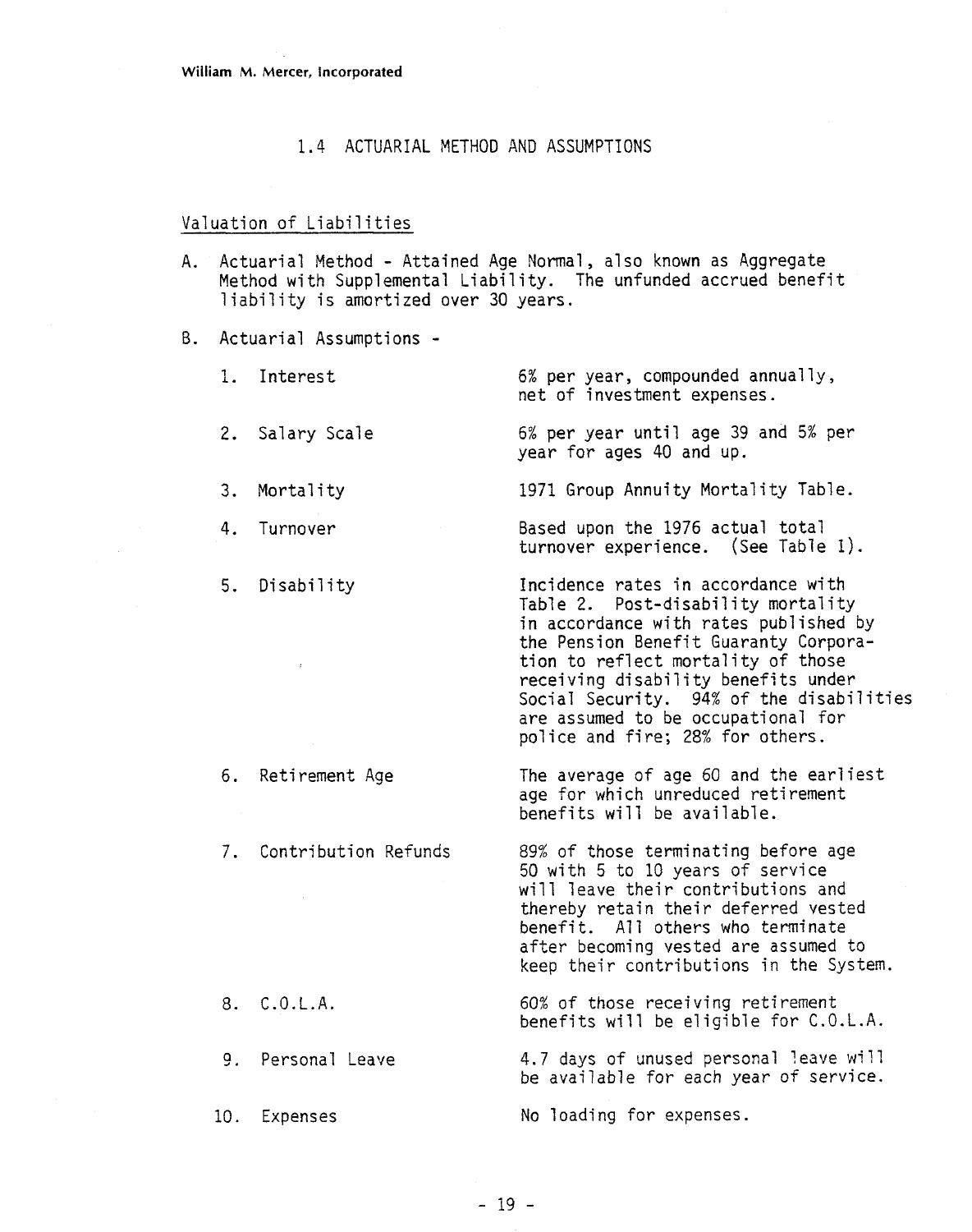## 1.4 ACTUARIAL METHOD AND ASSUMPTIONS

### Valuation of Liabilities

A. Actuarial Method - Attained Age Normal, also known as Aggregate Method with Supplemental Liability. The unfunded accrued benefit liability is amortized over 30 years.

B. Actuarial Assumptions -

| | |
|---|---|
| 1. Interest | 6% per year, compounded annually, net of investment expenses. |
| 2. Salary Scale | 6% per year until age 39 and 5% per year for ages 40 and up. |
| 3. Mortality | 1971 Group Annuity Mortality Table. |
| 4. Turnover | Based upon the 1976 actual total turnover experience. (See Table 1). |
| 5. Disability | Incidence rates in accordance with Table 2. Post-disability mortality in accordance with rates published by the Pension Benefit Guaranty Corporation to reflect mortality of those receiving disability benefits under Social Security. 94% of the disabilities are assumed to be occupational for police and fire; 28% for others. |
| 6. Retirement Age | The average of age 60 and the earliest age for which unreduced retirement benefits will be available. |
| 7. Contribution Refunds | 89% of those terminating before age 50 with 5 to 10 years of service will leave their contributions and thereby retain their deferred vested benefit. All others who terminate after becoming vested are assumed to keep their contributions in the System. |
| 8. C.O.L.A. | 60% of those receiving retirement benefits will be eligible for C.O.L.A. |
| 9. Personal Leave | 4.7 days of unused personal leave will be available for each year of service. |
| 10. Expenses | No loading for expenses. |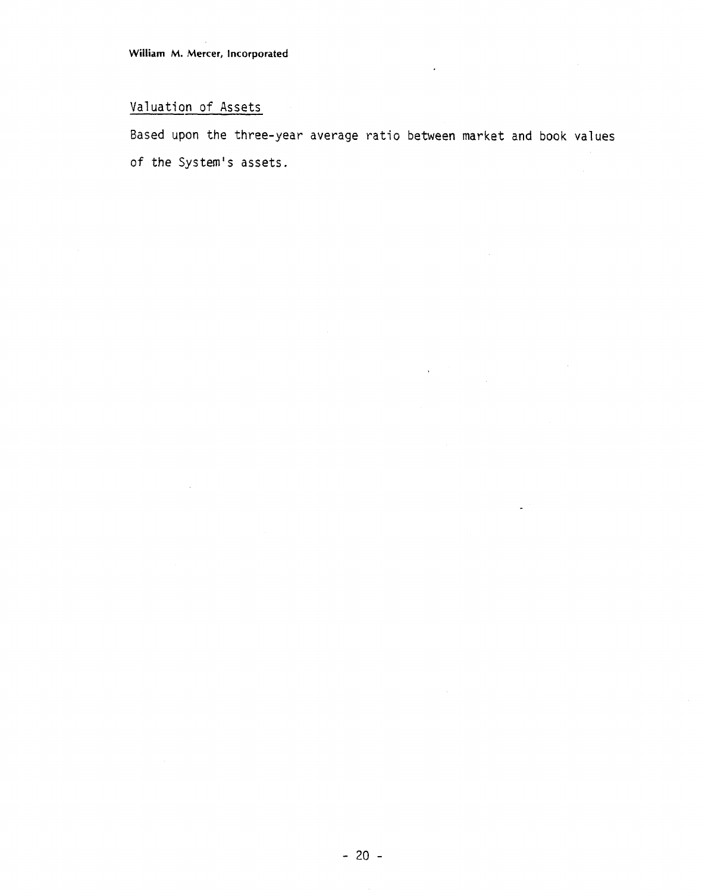## Valuation of Assets

Based upon the three-year average ratio between market and book values of the System's assets.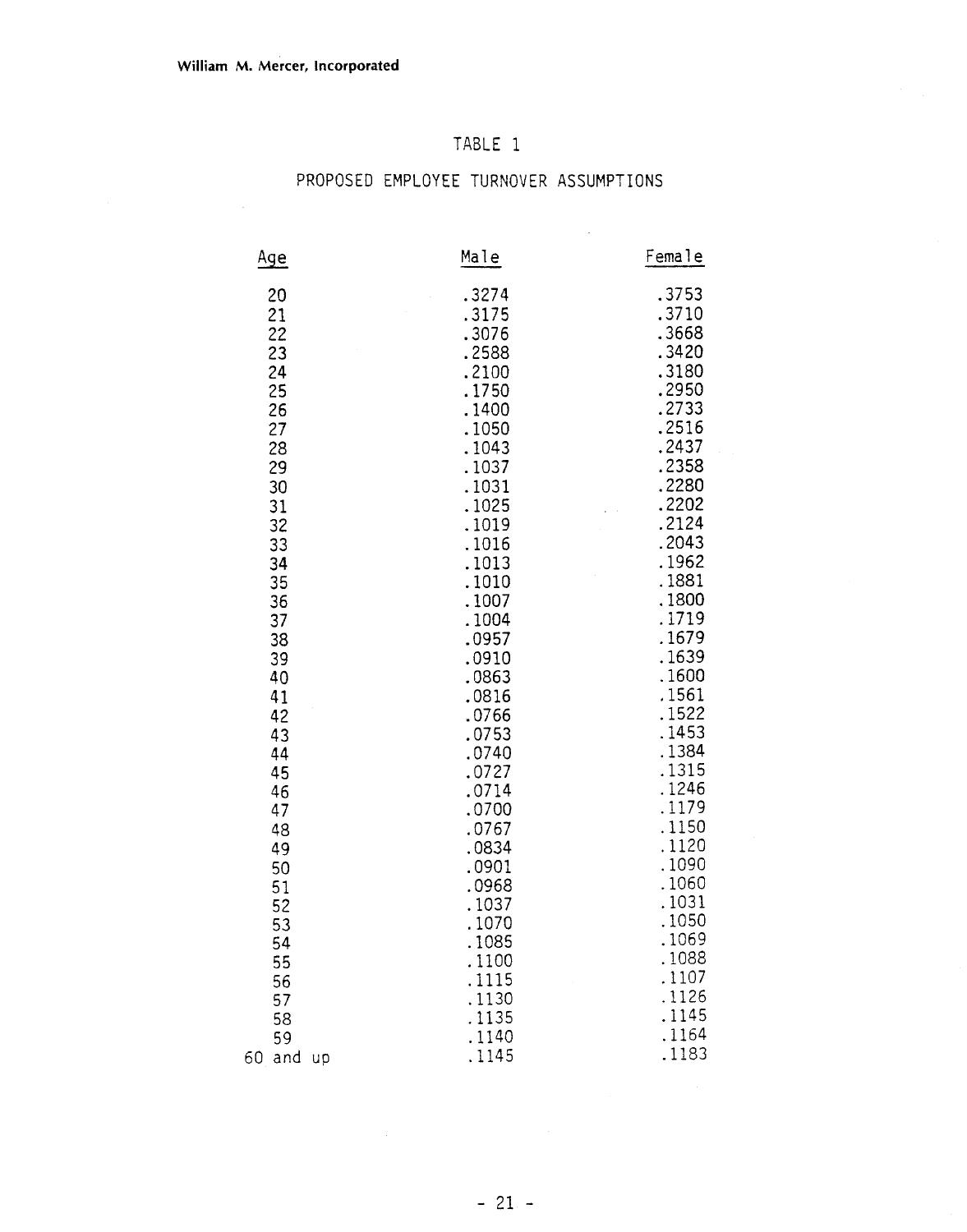William M. Mercer, Incorporated

## TABLE 1

### PROPOSED EMPLOYEE TURNOVER ASSUMPTIONS

| Age | Male | Female |
|---|---|---|
| 20 | .3274 | .3753 |
| 21 | .3175 | .3710 |
| 22 | .3076 | .3668 |
| 23 | .2588 | .3420 |
| 24 | .2100 | .3180 |
| 25 | .1750 | .2950 |
| 26 | .1400 | .2733 |
| 27 | .1050 | .2516 |
| 28 | .1043 | .2437 |
| 29 | .1037 | .2358 |
| 30 | .1031 | .2280 |
| 31 | .1025 | .2202 |
| 32 | .1019 | .2124 |
| 33 | .1016 | .2043 |
| 34 | .1013 | .1962 |
| 35 | .1010 | .1881 |
| 36 | .1007 | .1800 |
| 37 | .1004 | .1719 |
| 38 | .0957 | .1679 |
| 39 | .0910 | .1639 |
| 40 | .0863 | .1600 |
| 41 | .0816 | .1561 |
| 42 | .0766 | .1522 |
| 43 | .0753 | .1453 |
| 44 | .0740 | .1384 |
| 45 | .0727 | .1315 |
| 46 | .0714 | .1246 |
| 47 | .0700 | .1179 |
| 48 | .0767 | .1150 |
| 49 | .0834 | .1120 |
| 50 | .0901 | .1090 |
| 51 | .0968 | .1060 |
| 52 | .1037 | .1031 |
| 53 | .1070 | .1050 |
| 54 | .1085 | .1069 |
| 55 | .1100 | .1088 |
| 56 | .1115 | .1107 |
| 57 | .1130 | .1126 |
| 58 | .1135 | .1145 |
| 59 | .1140 | .1164 |
| 60 and up | .1145 | .1183 |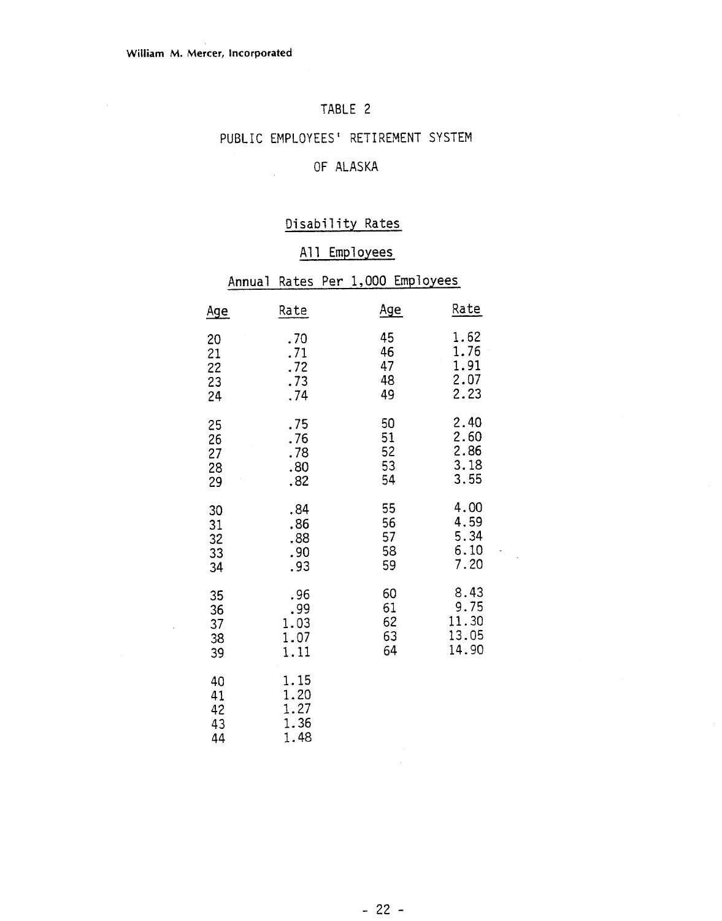# TABLE 2

## PUBLIC EMPLOYEES' RETIREMENT SYSTEM

## OF ALASKA

### Disability Rates

### All Employees

### Annual Rates Per 1,000 Employees

| Age | Rate | Age | Rate |
|---|---|---|---|
| 20 | .70 | 45 | 1.62 |
| 21 | .71 | 46 | 1.76 |
| 22 | .72 | 47 | 1.91 |
| 23 | .73 | 48 | 2.07 |
| 24 | .74 | 49 | 2.23 |
| 25 | .75 | 50 | 2.40 |
| 26 | .76 | 51 | 2.60 |
| 27 | .78 | 52 | 2.86 |
| 28 | .80 | 53 | 3.18 |
| 29 | .82 | 54 | 3.55 |
| 30 | .84 | 55 | 4.00 |
| 31 | .86 | 56 | 4.59 |
| 32 | .88 | 57 | 5.34 |
| 33 | .90 | 58 | 6.10 |
| 34 | .93 | 59 | 7.20 |
| 35 | .96 | 60 | 8.43 |
| 36 | .99 | 61 | 9.75 |
| 37 | 1.03 | 62 | 11.30 |
| 38 | 1.07 | 63 | 13.05 |
| 39 | 1.11 | 64 | 14.90 |
| 40 | 1.15 | | |
| 41 | 1.20 | | |
| 42 | 1.27 | | |
| 43 | 1.36 | | |
| 44 | 1.48 | | |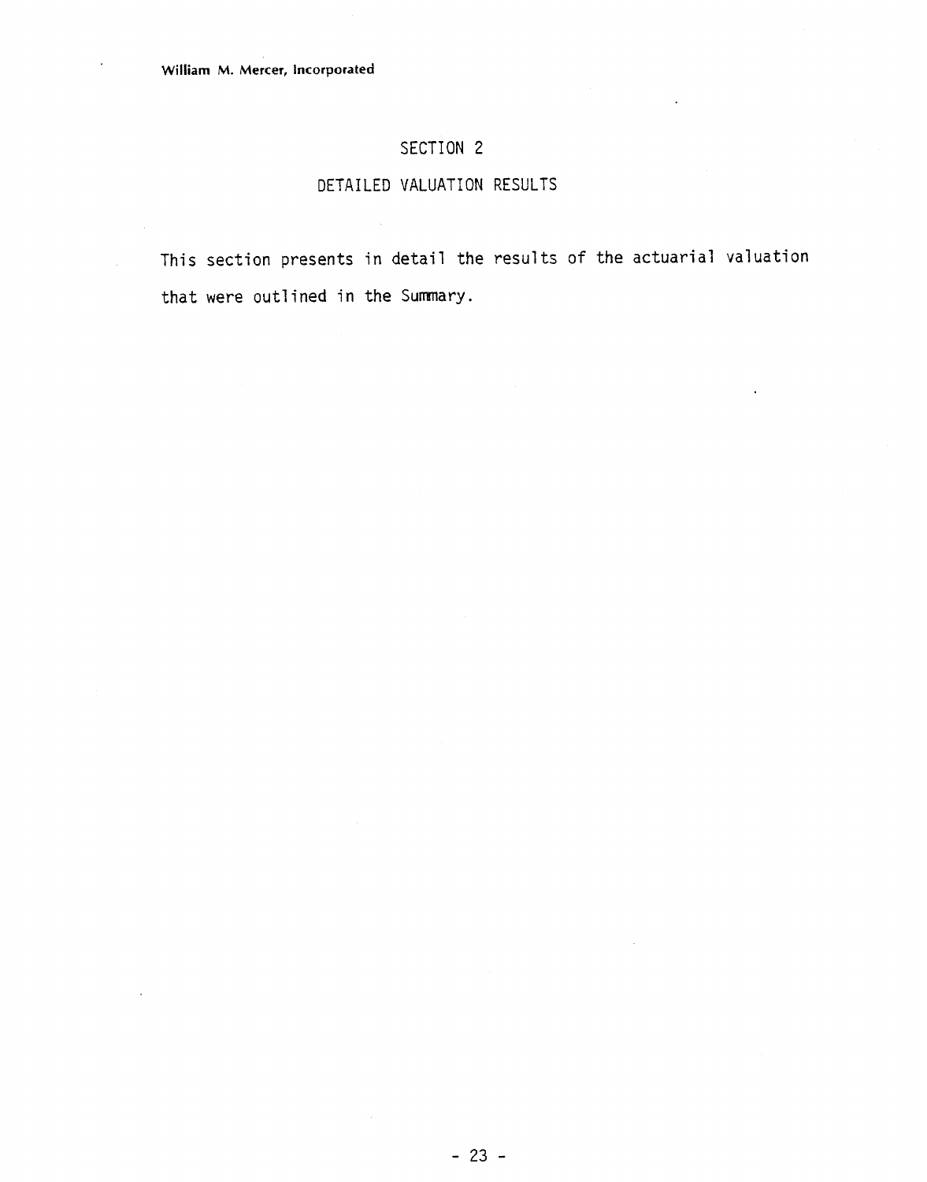# SECTION 2

## DETAILED VALUATION RESULTS

This section presents in detail the results of the actuarial valuation that were outlined in the Summary.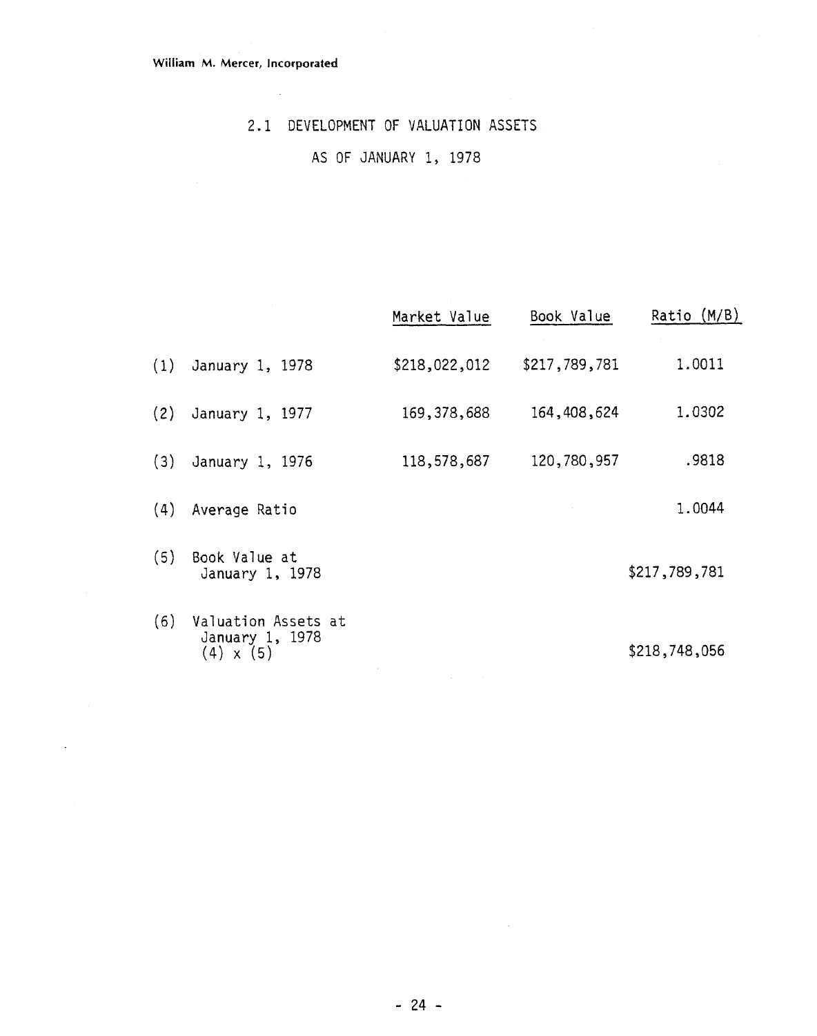William M. Mercer, Incorporated

## 2.1 DEVELOPMENT OF VALUATION ASSETS

## AS OF JANUARY 1, 1978

| | | Market Value | Book Value | Ratio (M/B) |
|---|---|---|---|---|
| (1) | January 1, 1978 | $218,022,012 | $217,789,781 | 1.0011 |
| (2) | January 1, 1977 | 169,378,688 | 164,408,624 | 1.0302 |
| (3) | January 1, 1976 | 118,578,687 | 120,780,957 | .9818 |
| (4) | Average Ratio | | | 1.0044 |
| (5) | Book Value at January 1, 1978 | | | $217,789,781 |
| (6) | Valuation Assets at January 1, 1978 (4) x (5) | | | $218,748,056 |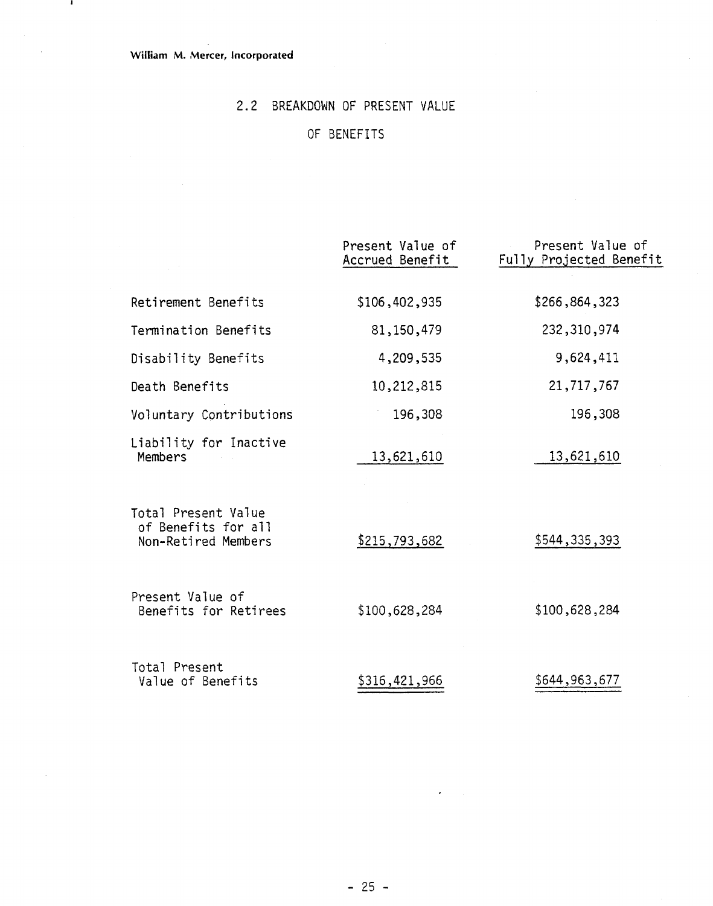William M. Mercer, Incorporated

## 2.2 BREAKDOWN OF PRESENT VALUE OF BENEFITS

| | Present Value of Accrued Benefit | Present Value of Fully Projected Benefit |
|---|---|---|
| Retirement Benefits | $106,402,935 | $266,864,323 |
| Termination Benefits | 81,150,479 | 232,310,974 |
| Disability Benefits | 4,209,535 | 9,624,411 |
| Death Benefits | 10,212,815 | 21,717,767 |
| Voluntary Contributions | 196,308 | 196,308 |
| Liability for Inactive Members | 13,621,610 | 13,621,610 |
| Total Present Value of Benefits for all Non-Retired Members | $215,793,682 | $544,335,393 |
| Present Value of Benefits for Retirees | $100,628,284 | $100,628,284 |
| Total Present Value of Benefits | $316,421,966 | $644,963,677 |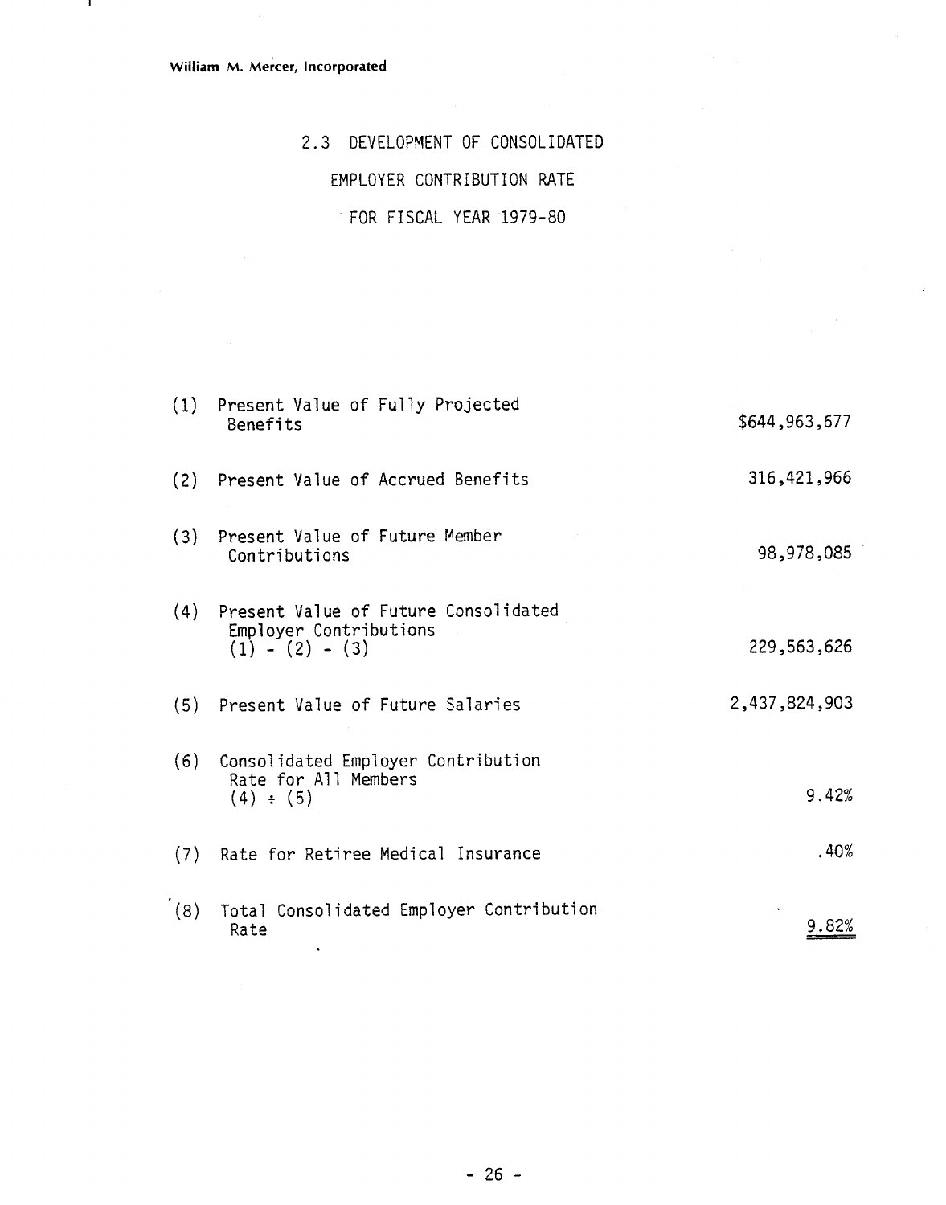## 2.3 DEVELOPMENT OF CONSOLIDATED EMPLOYER CONTRIBUTION RATE FOR FISCAL YEAR 1979-80

| | | |
|---|---|---|
| (1) | Present Value of Fully Projected Benefits | $644,963,677 |
| (2) | Present Value of Accrued Benefits | 316,421,966 |
| (3) | Present Value of Future Member Contributions | 98,978,085 |
| (4) | Present Value of Future Consolidated Employer Contributions (1) - (2) - (3) | 229,563,626 |
| (5) | Present Value of Future Salaries | 2,437,824,903 |
| (6) | Consolidated Employer Contribution Rate for All Members (4) ÷ (5) | 9.42% |
| (7) | Rate for Retiree Medical Insurance | .40% |
| (8) | Total Consolidated Employer Contribution Rate | 9.82% |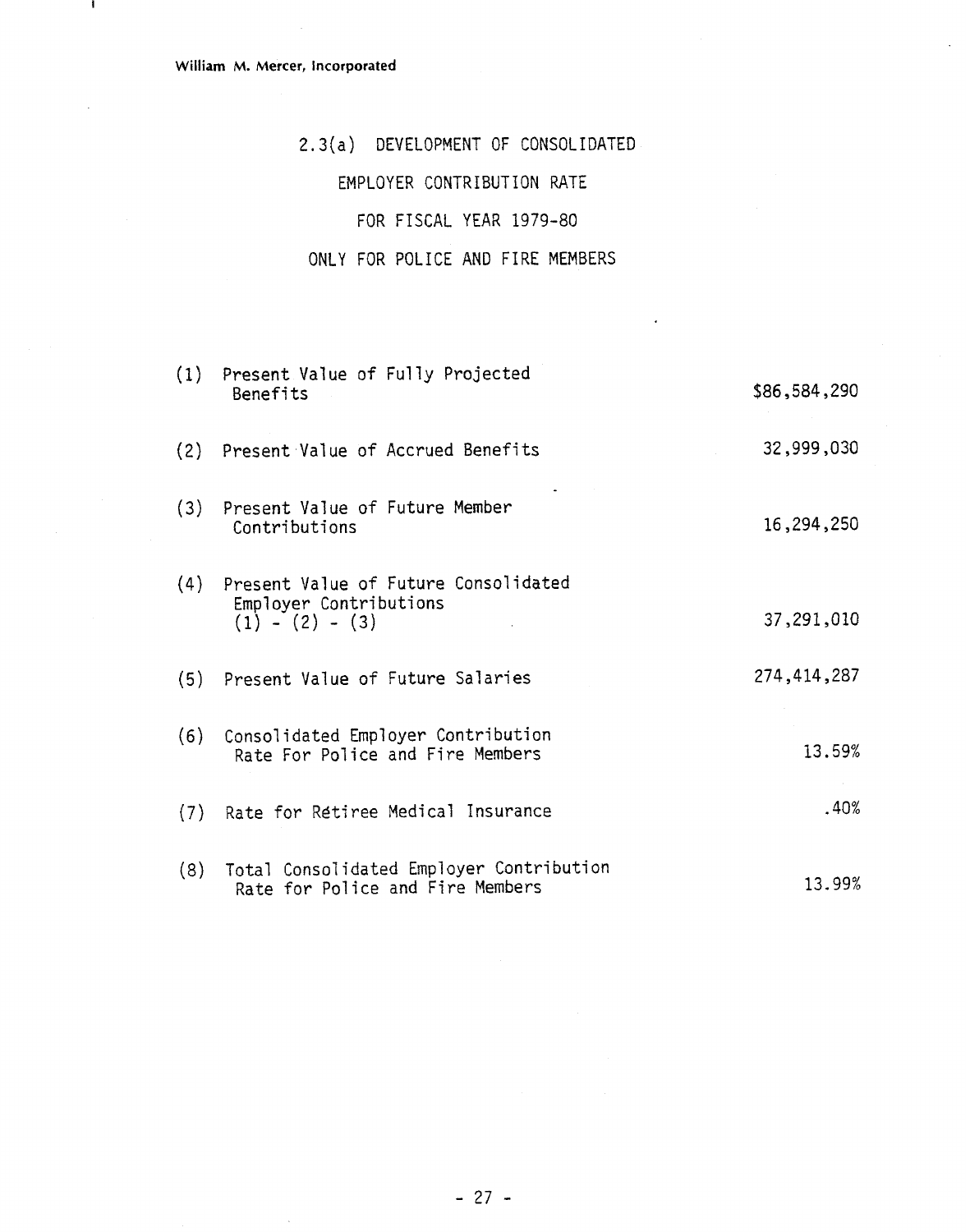## 2.3(a) DEVELOPMENT OF CONSOLIDATED EMPLOYER CONTRIBUTION RATE FOR FISCAL YEAR 1979-80 ONLY FOR POLICE AND FIRE MEMBERS

| | | |
|---|---|---|
| (1) | Present Value of Fully Projected Benefits | $86,584,290 |
| (2) | Present Value of Accrued Benefits | 32,999,030 |
| (3) | Present Value of Future Member Contributions | 16,294,250 |
| (4) | Present Value of Future Consolidated Employer Contributions (1) - (2) - (3) | 37,291,010 |
| (5) | Present Value of Future Salaries | 274,414,287 |
| (6) | Consolidated Employer Contribution Rate For Police and Fire Members | 13.59% |
| (7) | Rate for Rétiree Medical Insurance | .40% |
| (8) | Total Consolidated Employer Contribution Rate for Police and Fire Members | 13.99% |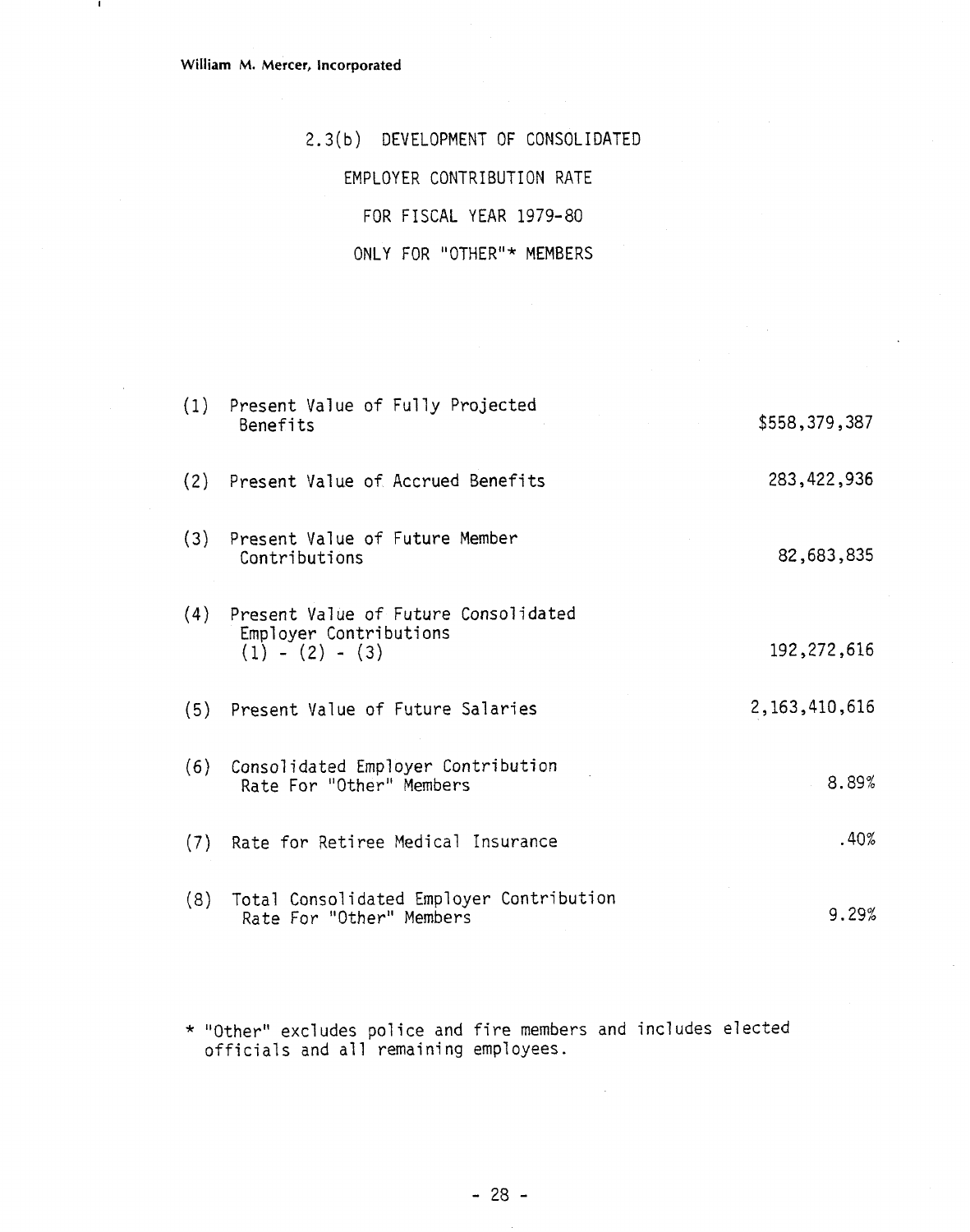## 2.3(b) DEVELOPMENT OF CONSOLIDATED EMPLOYER CONTRIBUTION RATE FOR FISCAL YEAR 1979-80 ONLY FOR "OTHER"* MEMBERS

| | | |
|---|---|---|
| (1) | Present Value of Fully Projected Benefits | $558,379,387 |
| (2) | Present Value of Accrued Benefits | 283,422,936 |
| (3) | Present Value of Future Member Contributions | 82,683,835 |
| (4) | Present Value of Future Consolidated Employer Contributions (1) - (2) - (3) | 192,272,616 |
| (5) | Present Value of Future Salaries | 2,163,410,616 |
| (6) | Consolidated Employer Contribution Rate For "Other" Members | 8.89% |
| (7) | Rate for Retiree Medical Insurance | .40% |
| (8) | Total Consolidated Employer Contribution Rate For "Other" Members | 9.29% |

* "Other" excludes police and fire members and includes elected officials and all remaining employees.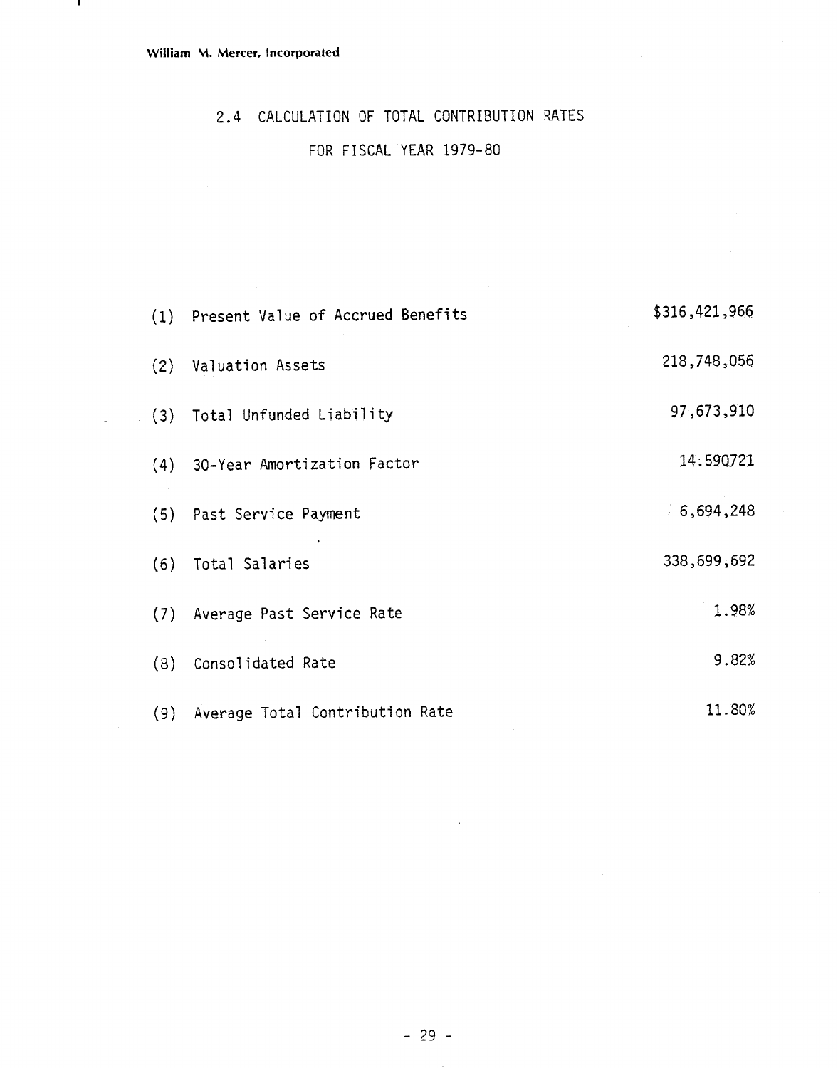William M. Mercer, Incorporated

## 2.4 CALCULATION OF TOTAL CONTRIBUTION RATES FOR FISCAL YEAR 1979-80

| | | |
|---|---|---|
| (1) | Present Value of Accrued Benefits | $316,421,966 |
| (2) | Valuation Assets | 218,748,056 |
| (3) | Total Unfunded Liability | 97,673,910 |
| (4) | 30-Year Amortization Factor | 14.590721 |
| (5) | Past Service Payment | 6,694,248 |
| (6) | Total Salaries | 338,699,692 |
| (7) | Average Past Service Rate | 1.98% |
| (8) | Consolidated Rate | 9.82% |
| (9) | Average Total Contribution Rate | 11.80% |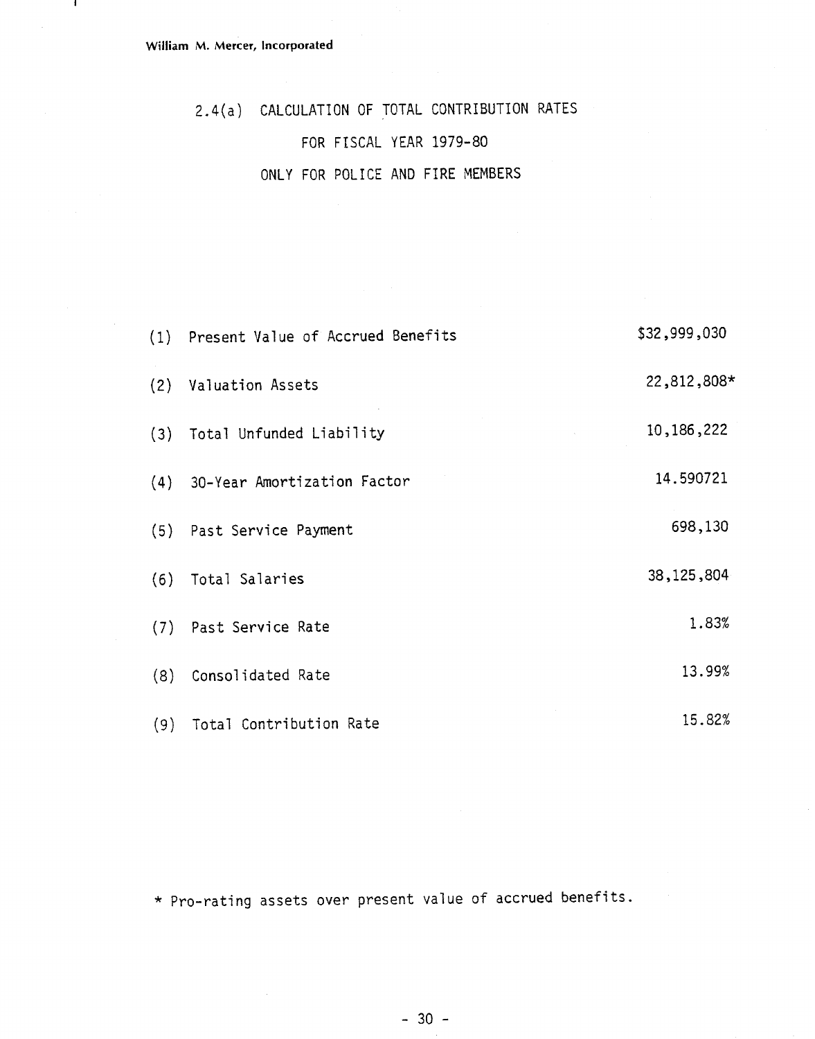William M. Mercer, Incorporated

## 2.4(a) CALCULATION OF TOTAL CONTRIBUTION RATES FOR FISCAL YEAR 1979-80 ONLY FOR POLICE AND FIRE MEMBERS

| | | |
|---|---|---|
| (1) | Present Value of Accrued Benefits | $32,999,030 |
| (2) | Valuation Assets | 22,812,808* |
| (3) | Total Unfunded Liability | 10,186,222 |
| (4) | 30-Year Amortization Factor | 14.590721 |
| (5) | Past Service Payment | 698,130 |
| (6) | Total Salaries | 38,125,804 |
| (7) | Past Service Rate | 1.83% |
| (8) | Consolidated Rate | 13.99% |
| (9) | Total Contribution Rate | 15.82% |

* Pro-rating assets over present value of accrued benefits.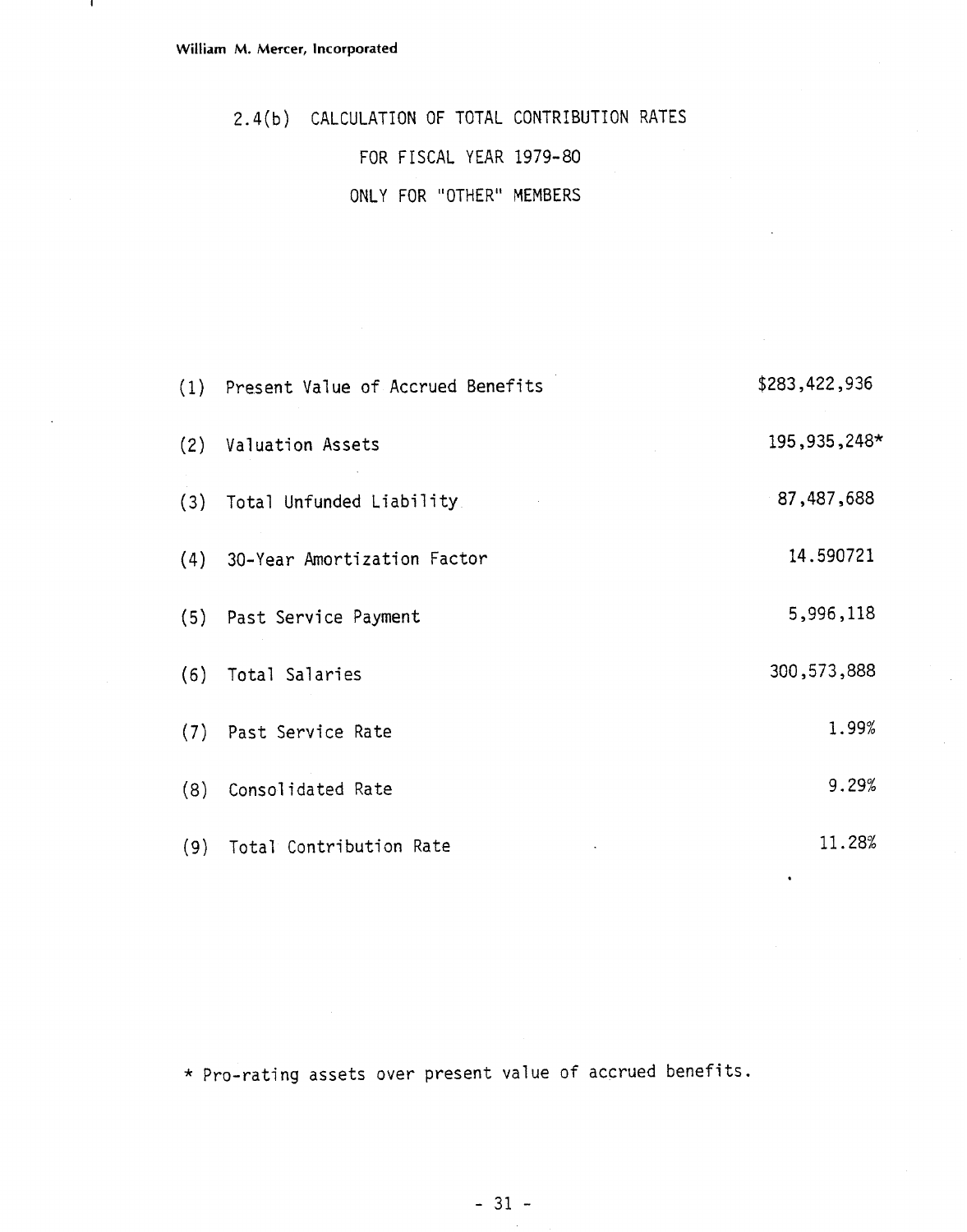## 2.4(b) CALCULATION OF TOTAL CONTRIBUTION RATES FOR FISCAL YEAR 1979-80 ONLY FOR "OTHER" MEMBERS

| | | |
|---|---|---|
| (1) | Present Value of Accrued Benefits | $283,422,936 |
| (2) | Valuation Assets | 195,935,248* |
| (3) | Total Unfunded Liability | 87,487,688 |
| (4) | 30-Year Amortization Factor | 14.590721 |
| (5) | Past Service Payment | 5,996,118 |
| (6) | Total Salaries | 300,573,888 |
| (7) | Past Service Rate | 1.99% |
| (8) | Consolidated Rate | 9.29% |
| (9) | Total Contribution Rate | 11.28% |

* Pro-rating assets over present value of accrued benefits.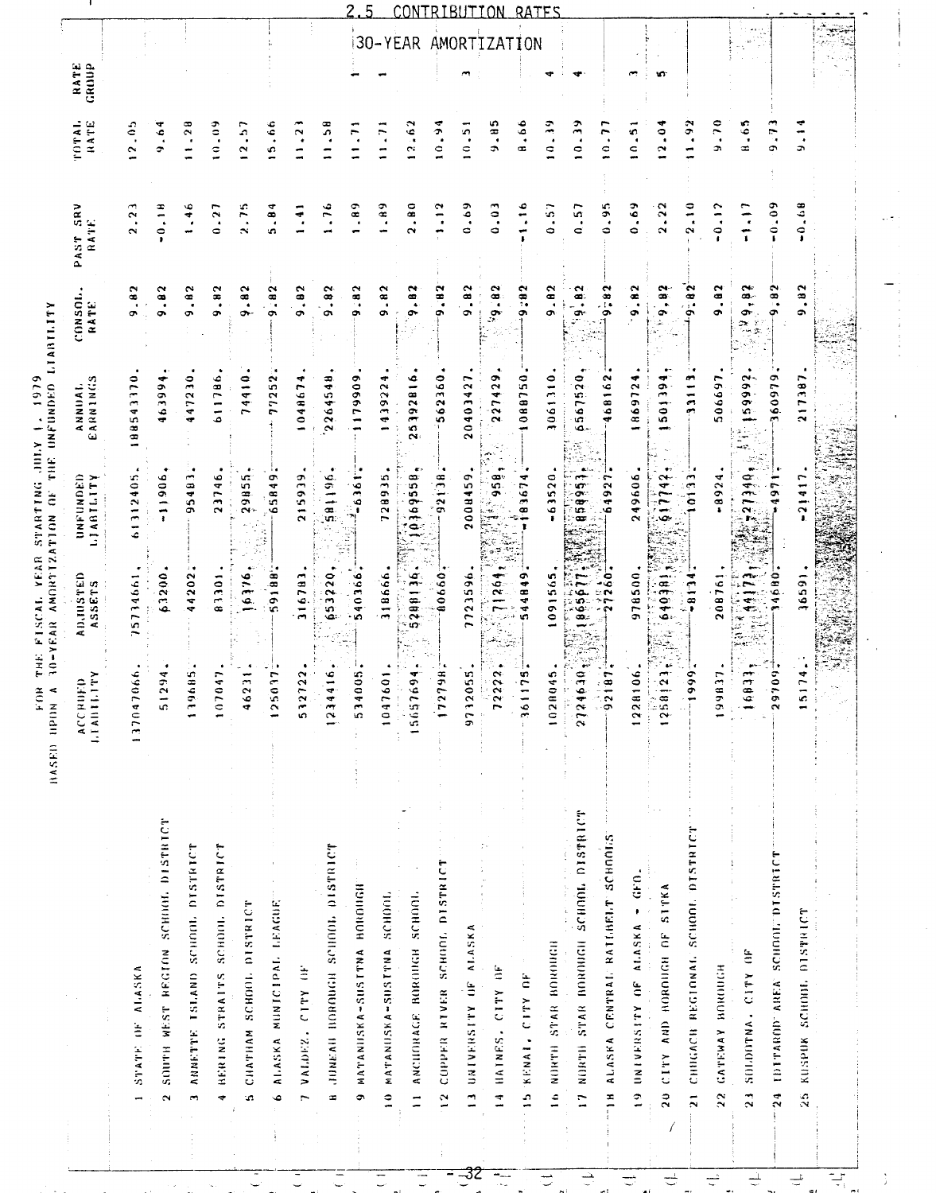## 2.5 CONTRIBUTION RATES

### 30-YEAR AMORTIZATION

FOR THE FISCAL YEAR STARTING JULY 1, 1979
BASED UPON A 30-YEAR AMORTIZATION OF THE UNFUNDED LIABILITY

| | | ACCRUED LIABILITY | ADJUSTED ASSETS | UNFUNDED LIABILITY | ANNUAL EARNINGS | CONSOL. RATE | PAST SRV RATE | TOTAL RATE | RATE GROUP |
|---|---|---|---|---|---|---|---|---|---|
| 1 | STATE OF ALASKA | 137047066. | 75734661. | 61312405. | 188543370. | 9.82 | 2.23 | 12.05 | |
| 2 | SOUTH WEST REGION SCHOOL DISTRICT | 51294. | 63200. | -11906. | 463994. | 9.82 | -0.18 | 9.64 | |
| 3 | ANNETTE ISLAND SCHOOL DISTRICT | 139685. | 44202. | 95483. | 447230. | 9.82 | 1.46 | 11.28 | |
| 4 | BERING STRAITS SCHOOL DISTRICT | 107047. | 83301. | 23746. | 611786. | 9.82 | 0.27 | 10.09 | |
| 5 | CHATHAM SCHOOL DISTRICT | 46231. | 16376. | 29855. | 74410. | 9.82 | 2.75 | 12.57 | |
| 6 | ALASKA MUNICIPAL LEAGUE | 125037. | 59188. | 65849. | 77252. | 9.82 | 5.84 | 15.66 | |
| 7 | VALDEZ, CITY OF | 532722. | 316783. | 215939. | 1048674. | 9.82 | 1.41 | 11.23 | |
| 8 | JUNEAU BOROUGH SCHOOL DISTRICT | 1234416. | 653220. | 581196. | 2264548. | 9.82 | 1.76 | 11.58 | |
| 9 | MATANUSKA-SUSITNA BOROUGH | 534005. | 540366. | -6361. | 1179909. | 9.82 | 1.89 | 11.71 | 1 |
| 10 | MATANUSKA-SUSITNA SCHOOL | 1047601. | 318666. | 728935. | 1439224. | 9.82 | 1.89 | 11.71 | 1 |
| 11 | ANCHORAGE BOROUGH SCHOOL | 15657694. | 5288136. | 10369558. | 25392816. | 9.82 | 2.80 | 12.62 | |
| 12 | COPPER RIVER SCHOOL DISTRICT | 172798. | 80660. | 92138. | 562360. | 9.82 | 1.12 | 10.94 | |
| 13 | UNIVERSITY OF ALASKA | 9732055. | 7723596. | 2008459. | 20403427. | 9.82 | 0.69 | 10.51 | 3 |
| 14 | HAINES, CITY OF | 72222. | 71264. | 958. | 227429. | 9.82 | 0.03 | 9.85 | |
| 15 | KENAI, CITY OF | 361175. | 544849. | -183674. | 1088750. | 9.82 | -1.16 | 8.66 | |
| 16 | NORTH STAR BOROUGH | 1028045. | 1091565. | -63520. | 3061310. | 9.82 | 0.57 | 10.39 | 4 |
| 17 | NORTH STAR BOROUGH SCHOOL DISTRICT | 2724630. | 1865677. | 858953. | 6567520. | 9.82 | 0.57 | 10.39 | 4 |
| 18 | ALASKA CENTRAL RAILBELT SCHOOLS | 92187. | 27260. | 64927. | 468162. | 9.82 | 0.95 | 10.77 | |
| 19 | UNIVERSITY OF ALASKA - GEO. | 1228106. | 978500. | 249606. | 1869724. | 9.82 | 0.69 | 10.51 | 3 |
| 20 | CITY AND BOROUGH OF SITKA | 1258123. | 640381. | 617742. | 1501394. | 9.82 | 2.22 | 12.04 | 5 |
| 21 | CHUGACH REGIONAL SCHOOL DISTRICT | 1999. | -8134. | 10133. | 33113. | 9.82 | 2.10 | 11.92 | |
| 22 | GATEWAY BOROUGH | 199837. | 208761. | -8924. | 506697. | 9.82 | -0.12 | 9.70 | |
| 23 | SOLDOTNA, CITY OF | 16833. | 44173. | -27340. | 159992. | 9.82 | -1.17 | 8.65 | |
| 24 | IDITAROD AREA SCHOOL DISTRICT | 29709. | 34680. | -4971. | 360979. | 9.82 | -0.09 | 9.73 | |
| 25 | KUSPUK SCHOOL DISTRICT | 15174. | 36591. | -21417. | 217387. | 9.82 | -0.68 | 9.14 | |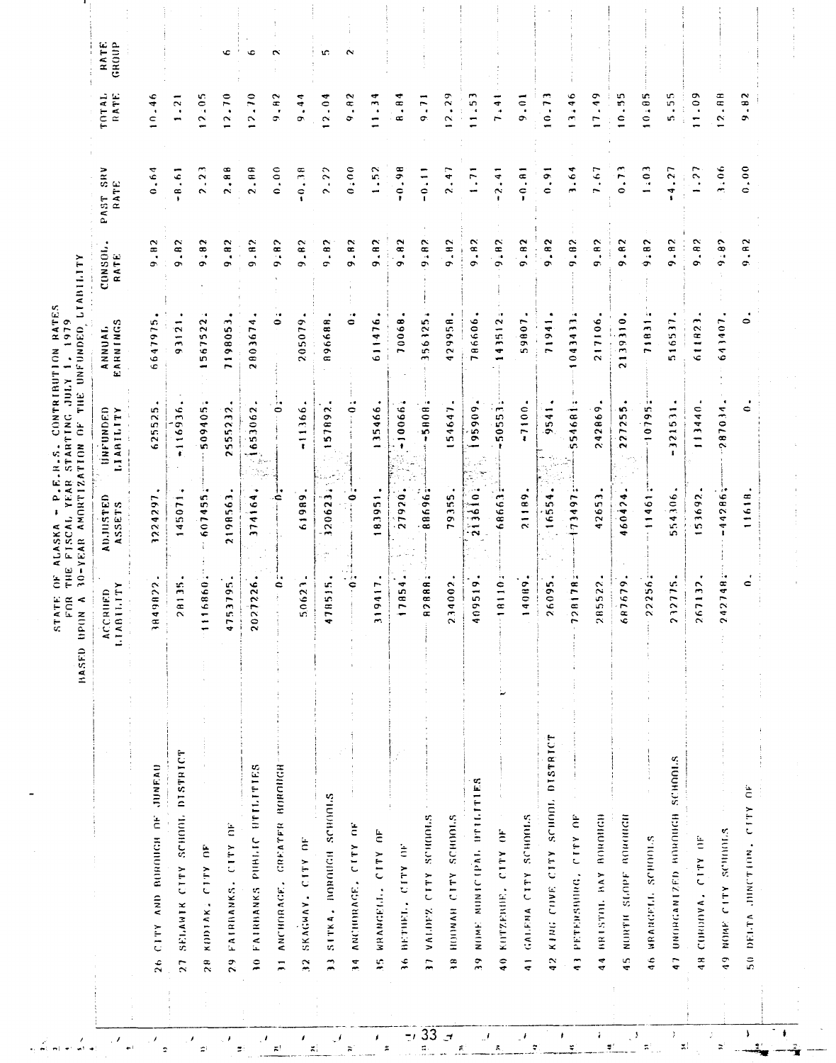STATE OF ALASKA - P.E.R.S. CONTRIBUTION RATES
FOR THE FISCAL YEAR STARTING JULY 1, 1979
BASED UPON A 30-YEAR AMORTIZATION OF THE UNFUNDED LIABILITY

| | ACCRUED LIABILITY | ADJUSTED ASSETS | UNFUNDED LIABILITY | ANNUAL EARNINGS | CONSOL. RATE | PAST SRV RATE | TOTAL RATE | RATE GROUP |
|---|---|---|---|---|---|---|---|---|
| 26 CITY AND BOROUGH OF JUNEAU | 3849822. | 3224297. | 625525. | 6647975. | 9.82 | 0.64 | 10.46 | |
| 27 SELAWIK CITY SCHOOL DISTRICT | 28135. | 145071. | -116936. | 93121. | 9.82 | -8.61 | 1.21 | |
| 28 KODIAK, CITY OF | 1116860. | 607455. | 509405. | 1567522. | 9.82 | 2.23 | 12.05 | |
| 29 FAIRBANKS, CITY OF | 4753795. | 2198563. | 2555232. | 7198053. | 9.82 | 2.88 | 12.70 | 6 |
| 30 FAIRBANKS PUBLIC UTILITIES | 2027226. | 374164. | 1653062. | 2803674. | 9.82 | 2.88 | 12.70 | 6 |
| 31 ANCHORAGE, GREATER BOROUGH | 0. | 0. | 0. | 0. | 9.82 | 0.00 | 9.82 | 2 |
| 32 SKAGWAY, CITY OF | 50623. | 61989. | -11366. | 205079. | 9.82 | -0.38 | 9.44 | |
| 33 SITKA, BOROUGH SCHOOLS | 478515. | 320623. | 157892. | 896688. | 9.82 | 2.22 | 12.04 | 5 |
| 34 ANCHORAGE, CITY OF | 0. | 0. | 0. | 0. | 9.82 | 0.00 | 9.82 | 2 |
| 35 WRANGELL, CITY OF | 319417. | 183951. | 135466. | 611476. | 9.82 | 1.52 | 11.34 | |
| 36 BETHEL, CITY OF | 17854. | 27920. | -10066. | 70068. | 9.82 | -0.98 | 8.84 | |
| 37 VALDEZ CITY SCHOOLS | 82888. | 88696. | -5808. | 356125. | 9.82 | -0.11 | 9.71 | |
| 38 HOONAH CITY SCHOOLS | 234002. | 79355. | 154647. | 429958. | 9.82 | 2.47 | 12.29 | |
| 39 NOME MUNICIPAL UTILITIES | 409519. | 213610. | 195909. | 786606. | 9.82 | 1.71 | 11.53 | |
| 40 KOTZEBUE, CITY OF | 18110. | 68663. | -50553. | 143512. | 9.82 | -2.41 | 7.41 | |
| 41 GALENA CITY SCHOOLS | 14089. | 21189. | -7100. | 59807. | 9.82 | -0.81 | 9.01 | |
| 42 KING COVE CITY SCHOOL DISTRICT | 26095. | 16554. | 9541. | 71941. | 9.82 | 0.91 | 10.73 | |
| 43 PETERSBURG, CITY OF | 728178. | 173497. | 554681. | 1043433. | 9.82 | 3.64 | 13.46 | |
| 44 BRISTOL BAY BOROUGH | 285522. | 42653. | 242869. | 217106. | 9.82 | 7.67 | 17.49 | |
| 45 NORTH SLOPE BOROUGH | 687679. | 460424. | 227255. | 2139310. | 9.82 | 0.73 | 10.55 | |
| 46 WRANGELL SCHOOLS | 22256. | 11461. | 10795. | 71831. | 9.82 | 1.03 | 10.85 | |
| 47 UNORGANIZED BOROUGH SCHOOLS | 232775. | 554306. | -321531. | 516537. | 9.82 | -4.27 | 5.55 | |
| 48 CORDOVA, CITY OF | 267132. | 153692. | 113440. | 611823. | 9.82 | 1.27 | 11.09 | |
| 49 NOME CITY SCHOOLS | 242748. | -44286. | 287034. | 643407. | 9.82 | 3.06 | 12.88 | |
| 50 DELTA JUNCTION, CITY OF | 0. | 11618. | 0. | 0. | 9.82 | 0.00 | 9.82 | |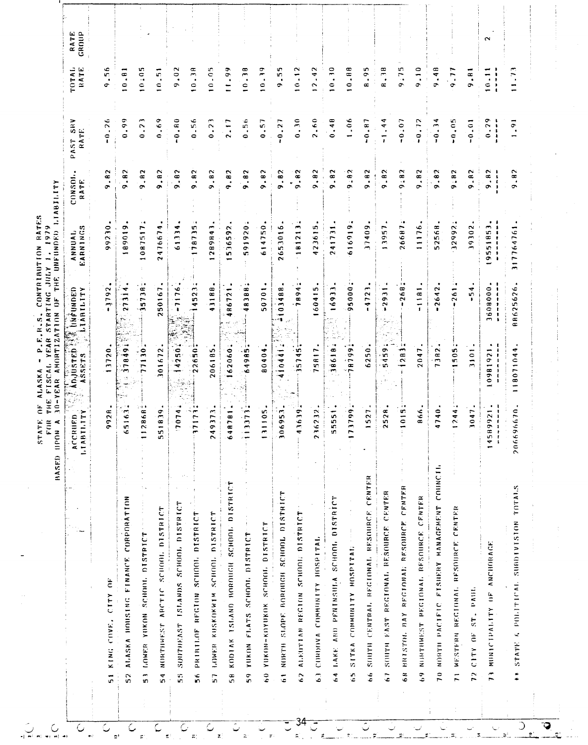STATE OF ALASKA - P.E.R.S. CONTRIBUTION RATES
FOR THE FISCAL YEAR STARTING JULY 1, 1979
BASED UPON A 30-YEAR AMORTIZATION OF THE UNFUNDED LIABILITY

| | ACCRUED LIABILITY | ADJUSTED ASSETS | UNFUNDED LIABILITY | ANNUAL EARNINGS | CONSOL. RATE | PAST SRV RATE | TOTAL RATE | RATE GROUP |
|---|---|---|---|---|---|---|---|---|
| 51 KING COVE, CITY OF | 9928. | 13720. | -3792. | 99230. | 9.82 | -0.26 | 9.56 | |
| 52 ALASKA HOUSING FINANCE CORPORATION | 65163. | 37849. | 27314. | 189019. | 9.82 | 0.99 | 10.81 | |
| 53 LOWER YUKON SCHOOL DISTRICT | 112868. | 77130. | 35738. | 1087517. | 9.82 | 0.23 | 10.05 | |
| 54 NORTHWEST ARCTIC SCHOOL DISTRICT | 551839. | 301672. | 250167. | 2476674. | 9.82 | 0.69 | 10.51 | |
| 55 SOUTHEAST ISLANDS SCHOOL DISTRICT | 7074. | 14250. | -7176. | 61334. | 9.82 | -0.80 | 9.02 | |
| 56 PRIBILOF REGION SCHOOL DISTRICT | 37173. | 22650. | 14523. | 178735. | 9.82 | 0.56 | 10.38 | |
| 57 LOWER KUSKOKWIM SCHOOL DISTRICT | 249373. | 206185. | 43188. | 1289843. | 9.82 | 0.23 | 10.05 | |
| 58 KODIAK ISLAND BOROUGH SCHOOL DISTRICT | 648781. | 162060. | 486721. | 1536592. | 9.82 | 2.17 | 11.99 | |
| 59 YUKON FLATS SCHOOL DISTRICT | 113373. | 64985. | 48388. | 591920. | 9.82 | 0.56 | 10.38 | |
| 60 YUKON-KOYUKOK SCHOOL DISTRICT | 131105. | 80404. | 50701. | 614750. | 9.82 | 0.57 | 10.39 | |
| 61 NORTH SLOPE BOROUGH SCHOOL DISTRICT | 306953. | 410441. | -103488. | 2653016. | 9.82 | -0.27 | 9.55 | |
| 62 ALEUTIAN REGION SCHOOL DISTRICT | 43639. | 35745. | 7894. | 181213. | 9.82 | 0.30 | 10.12 | |
| 63 CORDOVA COMMUNITY HOSPITAL | 236232. | 75817. | 160415. | 423615. | 9.82 | 2.60 | 12.42 | |
| 64 LAKE AND PENINSULA SCHOOL DISTRICT | 55551. | 38618. | 16933. | 241731. | 9.82 | 0.48 | 10.30 | |
| 65 SITKA COMMUNITY HOSPITAL | 173799. | 78799. | 95000. | 616919. | 9.82 | 1.06 | 10.88 | |
| 66 SOUTH CENTRAL REGIONAL RESOURCE CENTER | 1527. | 6250. | -4723. | 37409. | 9.82 | -0.87 | 8.95 | |
| 67 SOUTH EAST REGIONAL RESOURCE CENTER | 2528. | 5459. | -2931. | 13957. | 9.82 | -1.44 | 8.38 | |
| 68 BRISTOL BAY REGIONAL RESOURCE CENTER | 1015. | 1283. | -268. | 26687. | 9.82 | -0.07 | 9.75 | |
| 69 NORTHWEST REGIONAL RESOURCE CENTER | 866. | 2047. | -1181. | 11176. | 9.82 | -0.72 | 9.10 | |
| 70 NORTH PACIFIC FISHERY MANAGEMENT COUNCIL | 4740. | 7382. | -2642. | 52568. | 9.82 | -0.34 | 9.48 | |
| 71 WESTERN REGIONAL RESOURCE CENTER | 1244. | 1505. | -261. | 32992. | 9.82 | -0.05 | 9.77 | |
| 72 CITY OF ST. PAUL | 3047. | 3101. | -54. | 39302. | 9.82 | -0.01 | 9.81 | |
| 73 MUNICIPALITY OF ANCHORAGE | 14589921. | 10981921. | 3608000. | 19551853. | 9.82 | 0.29 | 10.11 | 2 |
| ** STATE & POLITICAL SUBDIVISION TOTALS | 206696670. | 118071044. | 88625626. | 317764761. | 9.82 | 1.91 | 11.73 | |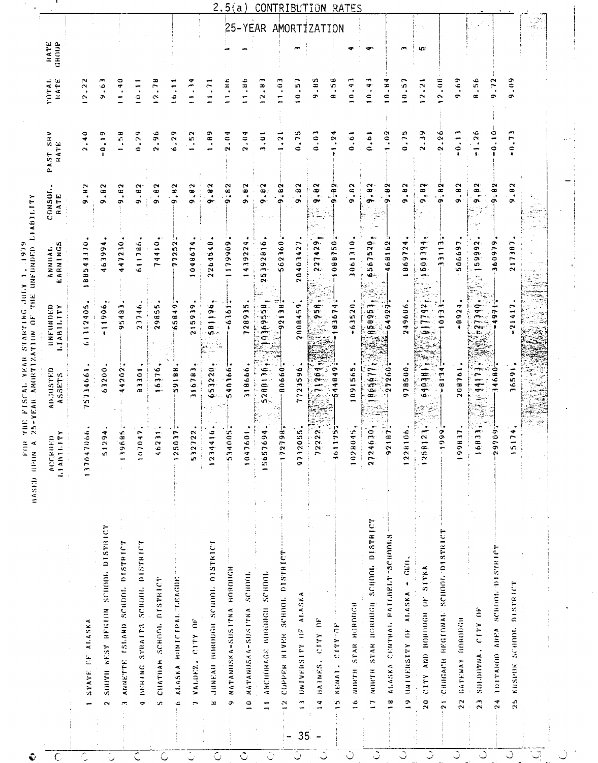## 2.5(a) CONTRIBUTION RATES

### 25-YEAR AMORTIZATION

FOR THE FISCAL YEAR STARTING JULY 1, 1979
BASED UPON A 25-YEAR AMORTIZATION OF THE UNFUNDED LIABILITY

| | | ACCRUED LIABILITY | ADJUSTED ASSETS | UNFUNDED LIABILITY | ANNUAL EARNINGS | CONSOL. RATE | PAST SRV RATE | TOTAL RATE | RATE GROUP |
|---|---|---|---|---|---|---|---|---|---|
| 1 | STATE OF ALASKA | 137047066. | 75734661. | 61312405. | 188543370. | 9.82 | 2.40 | 12.22 | |
| 2 | SOUTH WEST REGION SCHOOL DISTRICT | 51294. | 63200. | -11906. | 463994. | 9.82 | -0.19 | 9.63 | |
| 3 | ANNETTE ISLAND SCHOOL DISTRICT | 119685. | 44202. | 95483. | 447230. | 9.82 | 1.58 | 11.40 | |
| 4 | BERING STRAITS SCHOOL DISTRICT | 107047. | 83301. | 23746. | 611786. | 9.82 | 0.29 | 10.11 | |
| 5 | CHATHAM SCHOOL DISTRICT | 46231. | 16376. | 29855. | 74410. | 9.82 | 2.96 | 12.78 | |
| 6 | ALASKA MUNICIPAL LEAGUE | 125037. | 59188. | 65849. | 77252. | 9.82 | 6.29 | 16.11 | |
| 7 | VALDEZ, CITY OF | 532722. | 316783. | 215939. | 1048674. | 9.82 | 1.52 | 11.34 | |
| 8 | JUNEAU BOROUGH SCHOOL DISTRICT | 1234416. | 653220. | 581196. | 2264548. | 9.82 | 1.89 | 11.71 | |
| 9 | MATANUSKA-SUSITNA BOROUGH | 534005. | 540166. | -6161. | 1179909. | 9.82 | 2.04 | 11.86 | 1 |
| 10 | MATANUSKA-SUSITNA SCHOOL | 1047601. | 318666. | 728935. | 1439224. | 9.82 | 2.04 | 11.86 | 1 |
| 11 | ANCHORAGE BOROUGH SCHOOL | 15657694. | 5288136. | 10369558. | 25392816. | 9.82 | 3.01 | 12.83 | |
| 12 | COPPER RIVER SCHOOL DISTRICT | 172798. | 80660. | 92138. | 562160. | 9.82 | 1.21 | 11.03 | |
| 13 | UNIVERSITY OF ALASKA | 9732055. | 7723596. | 2008459. | 20403427. | 9.82 | 0.75 | 10.57 | 3 |
| 14 | HAINES, CITY OF | 72222. | 71264. | 958. | 227429. | 9.82 | 0.03 | 9.85 | |
| 15 | KENAI, CITY OF | 361175. | 544849. | -183674. | 1088750. | 9.82 | -1.24 | 8.58 | |
| 16 | NORTH STAR BOROUGH | 1028045. | 1091565. | -63520. | 3061310. | 9.82 | 0.61 | 10.43 | 4 |
| 17 | NORTH STAR BOROUGH SCHOOL DISTRICT | 2724630. | 1865677. | 858953. | 6567520. | 9.82 | 0.61 | 10.43 | 4 |
| 18 | ALASKA CENTRAL RAILBELT SCHOOLS | 92187. | 27260. | 64927. | 468162. | 9.82 | 1.02 | 10.84 | |
| 19 | UNIVERSITY OF ALASKA - GEO. | 1228106. | 978500. | 249606. | 1869724. | 9.82 | 0.75 | 10.57 | 3 |
| 20 | CITY AND BOROUGH OF SITKA | 1258123. | 640381. | 617742. | 1501394. | 9.82 | 2.39 | 12.21 | 5 |
| 21 | CHUGACH REGIONAL SCHOOL DISTRICT | 1999. | -8134. | 10133. | 33113. | 9.82 | 2.26 | 12.08 | |
| 22 | GATEWAY BOROUGH | 199837. | 208761. | -8924. | 506697. | 9.82 | -0.13 | 9.69 | |
| 23 | SOLDOTNA, CITY OF | 16833. | 44173. | -27340. | 159992. | 9.82 | -1.26 | 8.56 | |
| 24 | IDITAROD AREA SCHOOL DISTRICT | 29709. | 34680. | -4971. | 360979. | 9.82 | -0.10 | 9.72 | |
| 25 | KUSPUK SCHOOL DISTRICT | 15174. | 36591. | -21417. | 217387. | 9.82 | -0.73 | 9.09 | |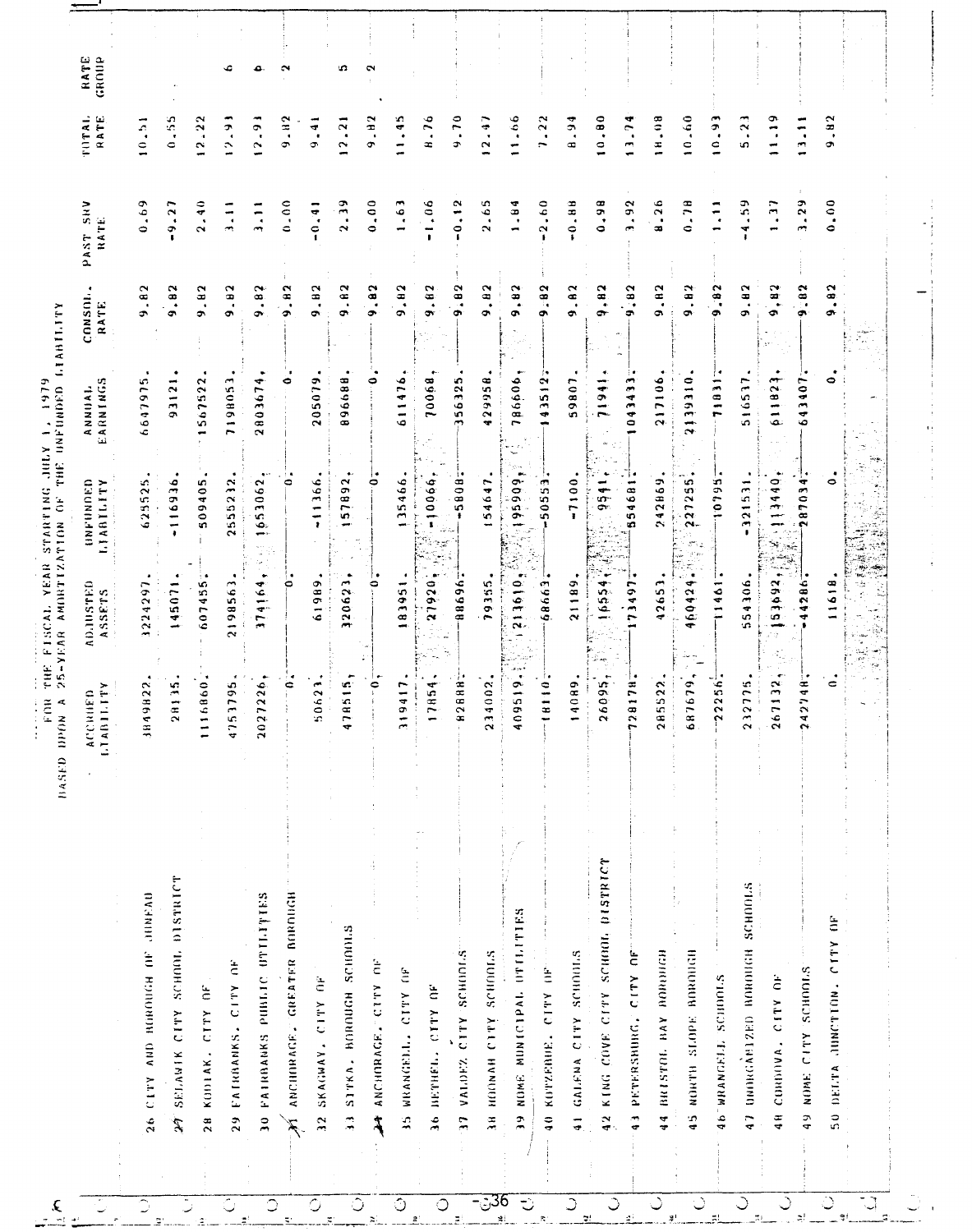FOR THE FISCAL YEAR STARTING JULY 1, 1979
BASED UPON A 25-YEAR AMORTIZATION OF THE UNFUNDED LIABILITY

| | ACCRUED LIABILITY | ADJUSTED ASSETS | UNFUNDED LIABILITY | ANNUAL EARNINGS | CONSOL. RATE | PAST SRV RATE | TOTAL RATE | RATE GROUP |
|---|---|---|---|---|---|---|---|---|
| 26 CITY AND BOROUGH OF JUNEAU | 3849822. | 3224297. | 625525. | 6647975. | 9.82 | 0.69 | 10.51 | |
| 27 SELAWIK CITY SCHOOL DISTRICT | 28135. | 145071. | -116936. | 93121. | 9.82 | -9.27 | 0.55 | |
| 28 KODIAK, CITY OF | 1116860. | 607455. | 509405. | 1567522. | 9.82 | 2.40 | 12.22 | |
| 29 FAIRBANKS, CITY OF | 4753795. | 2198563. | 2555232. | 7198053. | 9.82 | 3.11 | 12.93 | 6 |
| 30 FAIRBANKS PUBLIC UTILITIES | 2027226. | 374164. | 1653062. | 2803674. | 9.82 | 3.11 | 12.93 | 6 |
| 31 ANCHORAGE, GREATER BOROUGH | 0. | 0. | 0. | 0. | 9.82 | 0.00 | 9.82 | 2 |
| 32 SKAGWAY, CITY OF | 50623. | 61989. | -11366. | 205079. | 9.82 | -0.41 | 9.41 | |
| 33 SITKA, BOROUGH SCHOOLS | 478515. | 320623. | 157892. | 896688. | 9.82 | 2.39 | 12.21 | 5 |
| 34 ANCHORAGE, CITY OF | 0. | 0. | 0. | 0. | 9.82 | 0.00 | 9.82 | 2 |
| 35 WRANGELL, CITY OF | 319417. | 183951. | 135466. | 611476. | 9.82 | 1.63 | 11.45 | |
| 36 BETHEL, CITY OF | 17854. | 27920. | -10066. | 70068. | 9.82 | -1.06 | 8.76 | |
| 37 VALDEZ CITY SCHOOLS | 82888. | 88696. | -5808. | 356325. | 9.82 | -0.12 | 9.70 | |
| 38 HOONAH CITY SCHOOLS | 234002. | 79355. | 154647. | 429958. | 9.82 | 2.65 | 12.47 | |
| 39 NOME MUNICIPAL UTILITIES | 409519. | 213610. | 195909. | 786606. | 9.82 | 1.84 | 11.66 | |
| 40 KOTZEBUE, CITY OF | 18110. | 68663. | -50553. | 143512. | 9.82 | -2.60 | 7.22 | |
| 41 GALENA CITY SCHOOLS | 14089. | 21189. | -7100. | 59807. | 9.82 | -0.88 | 8.94 | |
| 42 KING COVE CITY SCHOOL DISTRICT | 26095. | 16554. | 9541. | 71941. | 9.82 | 0.98 | 10.80 | |
| 43 PETERSBURG, CITY OF | 728178. | 173497. | 554681. | 1043433. | 9.82 | 3.92 | 13.74 | |
| 44 BRISTOL BAY BOROUGH | 285522. | 42653. | 242869. | 217106. | 9.82 | 8.26 | 18.08 | |
| 45 NORTH SLOPE BOROUGH | 687679. | 460424. | 227255. | 2139310. | 9.82 | 0.78 | 10.60 | |
| 46 WRANGELL SCHOOLS | 22256. | 11461. | 10795. | 71831. | 9.82 | 1.11 | 10.93 | |
| 47 UNORGANIZED BOROUGH SCHOOLS | 232775. | 554306. | -321531. | 516537. | 9.82 | -4.59 | 5.23 | |
| 48 CORDOVA, CITY OF | 267132. | 153692. | 113440. | 611823. | 9.82 | 1.37 | 11.19 | |
| 49 NOME CITY SCHOOLS | 242748. | -44286. | 287034. | 643407. | 9.82 | 3.29 | 13.11 | |
| 50 DELTA JUNCTION, CITY OF | 0. | 11618. | 0. | 0. | 9.82 | 0.00 | 9.82 | |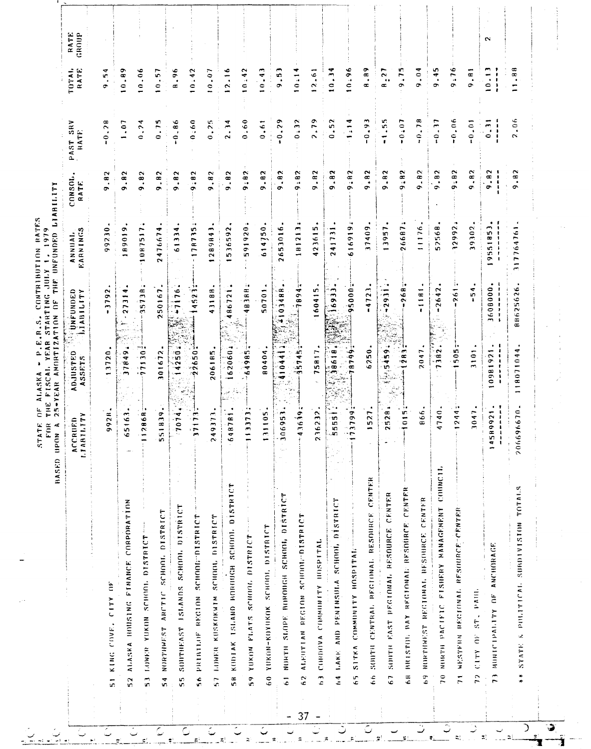STATE OF ALASKA - P.E.R.S. CONTRIBUTION RATES
FOR THE FISCAL YEAR STARTING JULY 1, 1979
BASED UPON A 25-YEAR AMORTIZATION OF THE UNFUNDED LIABILITY

| | ACCRUED LIABILITY | ADJUSTED ASSETS | UNFUNDED LIABILITY | ANNUAL EARNINGS | CONSOL. RATE | PAST SRV RATE | TOTAL RATE | RATE GROUP |
|---|---|---|---|---|---|---|---|---|
| 51 KING COVE, CITY OF | 9928. | 13720. | -3792. | 99230. | 9.82 | -0.28 | 9.54 | |
| 52 ALASKA HOUSING FINANCE CORPORATION | 65163. | 37849. | 27314. | 189019. | 9.82 | 1.07 | 10.89 | |
| 53 LOWER YUKON SCHOOL DISTRICT | 112868. | 77130. | 35738. | 1087517. | 9.82 | 0.24 | 10.06 | |
| 54 NORTHWEST ARCTIC SCHOOL DISTRICT | 551839. | 301672. | 250167. | 2476674. | 9.82 | 0.75 | 10.57 | |
| 55 SOUTHEAST ISLANDS SCHOOL DISTRICT | 7074. | 14250. | -7176. | 61334. | 9.82 | -0.86 | 8.96 | |
| 56 PRIBILOF REGION SCHOOL DISTRICT | 37173. | 22650. | 14523. | 178735. | 9.82 | 0.60 | 10.42 | |
| 57 LOWER KUSKOKWIM SCHOOL DISTRICT | 249373. | 206185. | 43188. | 1289843. | 9.82 | 0.25 | 10.07 | |
| 58 KODIAK ISLAND BOROUGH SCHOOL DISTRICT | 648781. | 162060. | 486721. | 1536592. | 9.82 | 2.34 | 12.16 | |
| 59 YUKON FLATS SCHOOL DISTRICT | 113373. | 64985. | 48388. | 591920. | 9.82 | 0.60 | 10.42 | |
| 60 YUKON-KOYUKUK SCHOOL DISTRICT | 131105. | 80404. | 50701. | 614750. | 9.82 | 0.61 | 10.43 | |
| 61 NORTH SLOPE BOROUGH SCHOOL DISTRICT | 306953. | 410441. | -103488. | 2653016. | 9.82 | -0.29 | 9.53 | |
| 62 ALEUTIAN REGION SCHOOL DISTRICT | 43639. | 35745. | 7894. | 181213. | 9.82 | 0.32 | 10.14 | |
| 63 CORDOVA COMMUNITY HOSPITAL | 236232. | 75817. | 160415. | 423615. | 9.82 | 2.79 | 12.61 | |
| 64 LAKE AND PENINSULA SCHOOL DISTRICT | 55551. | 38618. | 16933. | 241731. | 9.82 | 0.52 | 10.34 | |
| 65 SITKA COMMUNITY HOSPITAL | 173799. | 78799. | 95000. | 616919. | 9.82 | 1.14 | 10.96 | |
| 66 SOUTH CENTRAL REGIONAL RESOURCE CENTER | 1527. | 6250. | -4723. | 37409. | 9.82 | -0.93 | 8.89 | |
| 67 SOUTH EAST REGIONAL RESOURCE CENTER | 2528. | 5459. | -2931. | 13957. | 9.82 | -1.55 | 8.27 | |
| 68 BRISTOL BAY REGIONAL RESOURCE CENTER | 1015. | 1283. | -268. | 26687. | 9.82 | -0.07 | 9.75 | |
| 69 NORTHWEST REGIONAL RESOURCE CENTER | 866. | 2047. | -1181. | 11176. | 9.82 | -0.78 | 9.04 | |
| 70 NORTH PACIFIC FISHERY MANAGEMENT COUNCIL | 4740. | 7382. | -2642. | 52568. | 9.82 | -0.37 | 9.45 | |
| 71 WESTERN REGIONAL RESOURCE CENTER | 1244. | 1505. | -261. | 32992. | 9.82 | -0.06 | 9.76 | |
| 72 CITY OF ST. PAUL | 3047. | 3101. | -54. | 39302. | 9.82 | -0.01 | 9.81 | |
| 73 MUNICIPALITY OF ANCHORAGE | 14589921. | 10981921. | 3608000. | 19551853. | 9.82 | 0.31 | 10.13 | 2 |
| ** STATE & POLITICAL SUBDIVISION TOTALS | 206696670. | 118071044. | 88625626. | 317764761. | 9.82 | 2.06 | 11.88 | |